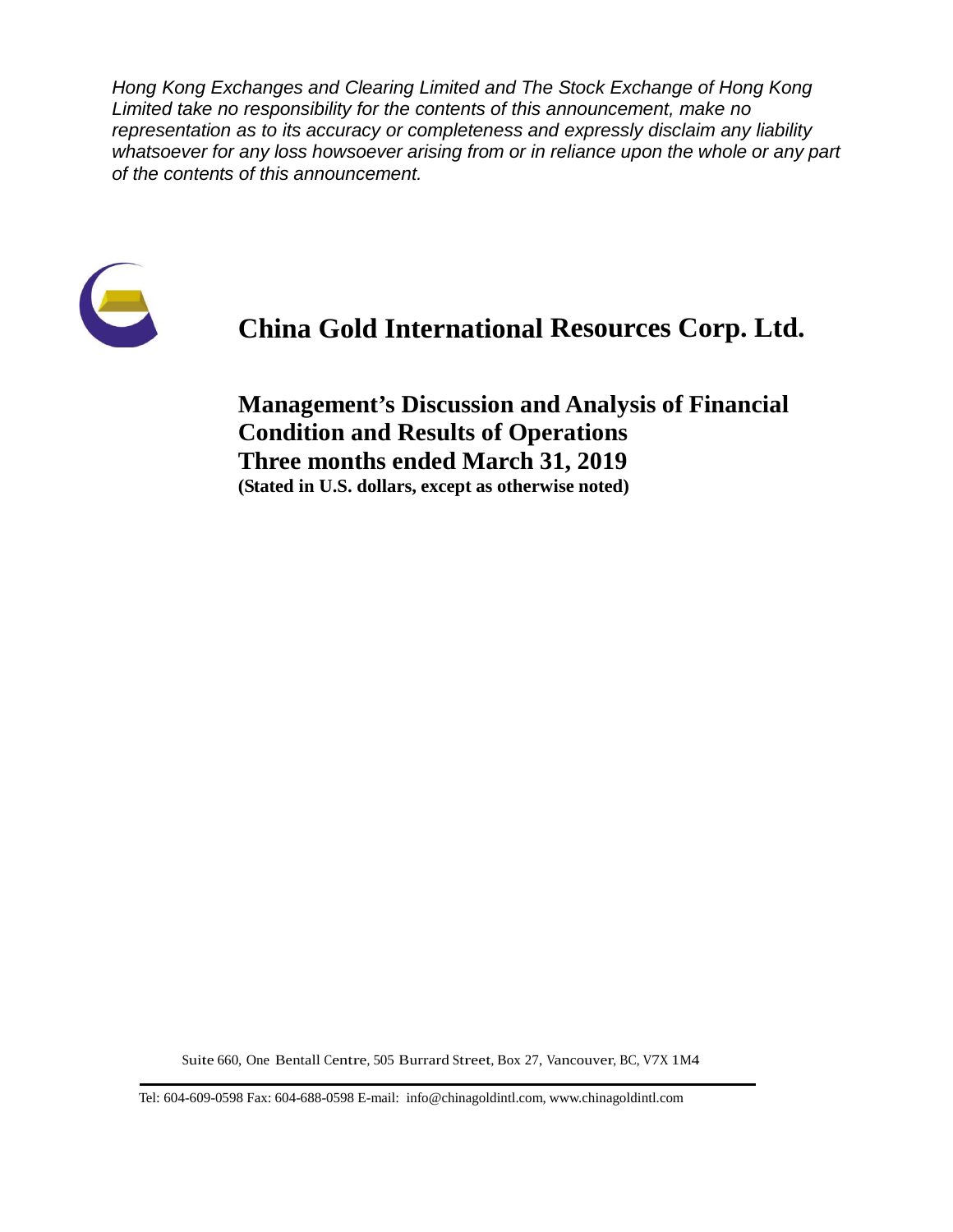*Hong Kong Exchanges and Clearing Limited and The Stock Exchange of Hong Kong Limited take no responsibility for the contents of this announcement, make no representation as to its accuracy or completeness and expressly disclaim any liability whatsoever for any loss howsoever arising from or in reliance upon the whole or any part of the contents of this announcement.*

# China Gold International Resources Corp. Ltd.

## Management's Discussion and Analysis of Financial Condition and Results of Operations
## Three months ended March 31, 2019

**(Stated in U.S. dollars, except as otherwise noted)**

Suite 660, One Bentall Centre, 505 Burrard Street, Box 27, Vancouver, BC, V7X 1M4

Tel: 604-609-0598 Fax: 604-688-0598 E-mail: info@chinagoldintl.com, www.chinagoldintl.com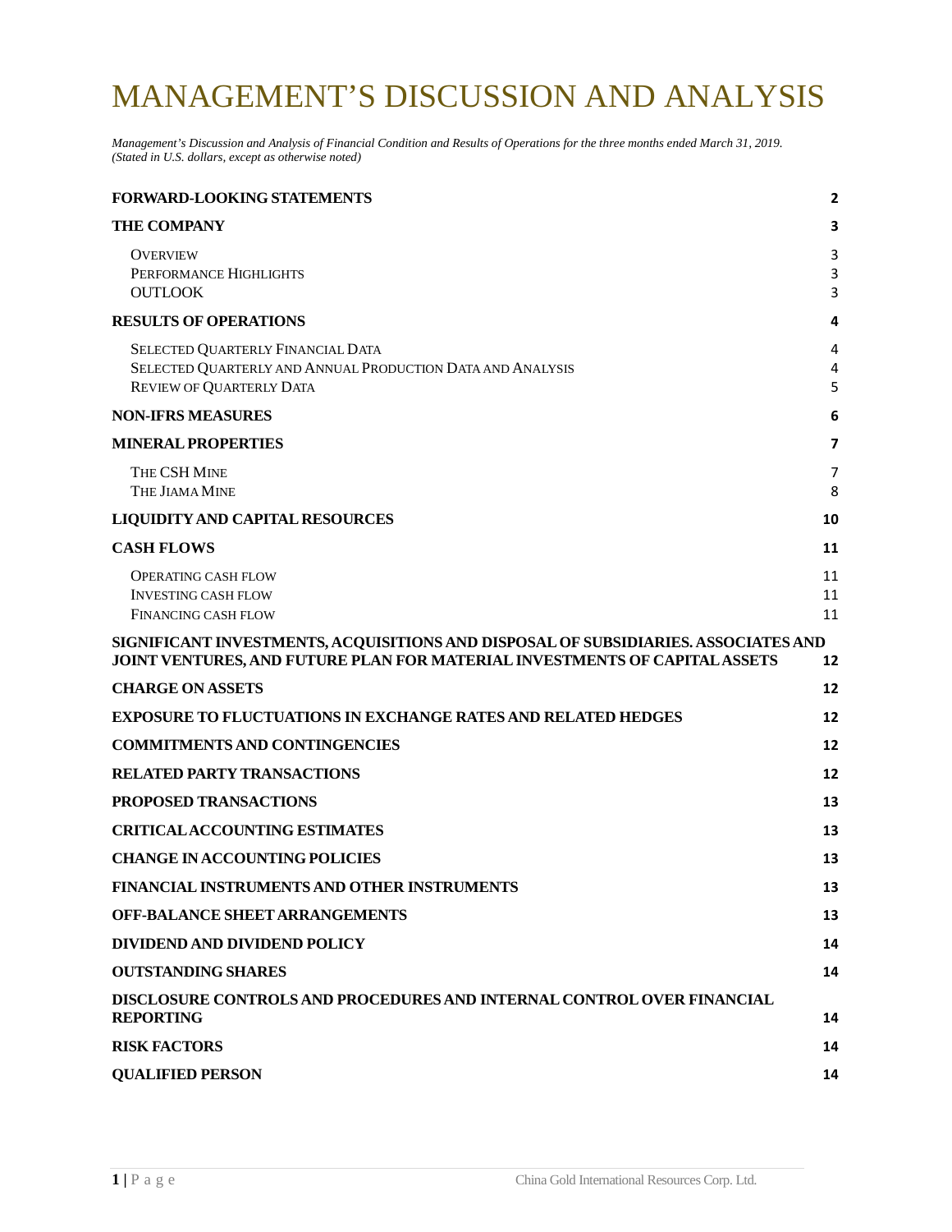# MANAGEMENT'S DISCUSSION AND ANALYSIS

*Management's Discussion and Analysis of Financial Condition and Results of Operations for the three months ended March 31, 2019. (Stated in U.S. dollars, except as otherwise noted)*

| | |
|---|---|
| **FORWARD-LOOKING STATEMENTS** | **2** |
| **THE COMPANY** | **3** |
| OVERVIEW | 3 |
| PERFORMANCE HIGHLIGHTS | 3 |
| OUTLOOK | 3 |
| **RESULTS OF OPERATIONS** | **4** |
| SELECTED QUARTERLY FINANCIAL DATA | 4 |
| SELECTED QUARTERLY AND ANNUAL PRODUCTION DATA AND ANALYSIS | 4 |
| REVIEW OF QUARTERLY DATA | 5 |
| **NON-IFRS MEASURES** | **6** |
| **MINERAL PROPERTIES** | **7** |
| THE CSH MINE | 7 |
| THE JIAMA MINE | 8 |
| **LIQUIDITY AND CAPITAL RESOURCES** | **10** |
| **CASH FLOWS** | **11** |
| OPERATING CASH FLOW | 11 |
| INVESTING CASH FLOW | 11 |
| FINANCING CASH FLOW | 11 |
| **SIGNIFICANT INVESTMENTS, ACQUISITIONS AND DISPOSAL OF SUBSIDIARIES. ASSOCIATES AND JOINT VENTURES, AND FUTURE PLAN FOR MATERIAL INVESTMENTS OF CAPITAL ASSETS** | **12** |
| **CHARGE ON ASSETS** | **12** |
| **EXPOSURE TO FLUCTUATIONS IN EXCHANGE RATES AND RELATED HEDGES** | **12** |
| **COMMITMENTS AND CONTINGENCIES** | **12** |
| **RELATED PARTY TRANSACTIONS** | **12** |
| **PROPOSED TRANSACTIONS** | **13** |
| **CRITICAL ACCOUNTING ESTIMATES** | **13** |
| **CHANGE IN ACCOUNTING POLICIES** | **13** |
| **FINANCIAL INSTRUMENTS AND OTHER INSTRUMENTS** | **13** |
| **OFF-BALANCE SHEET ARRANGEMENTS** | **13** |
| **DIVIDEND AND DIVIDEND POLICY** | **14** |
| **OUTSTANDING SHARES** | **14** |
| **DISCLOSURE CONTROLS AND PROCEDURES AND INTERNAL CONTROL OVER FINANCIAL REPORTING** | **14** |
| **RISK FACTORS** | **14** |
| **QUALIFIED PERSON** | **14** |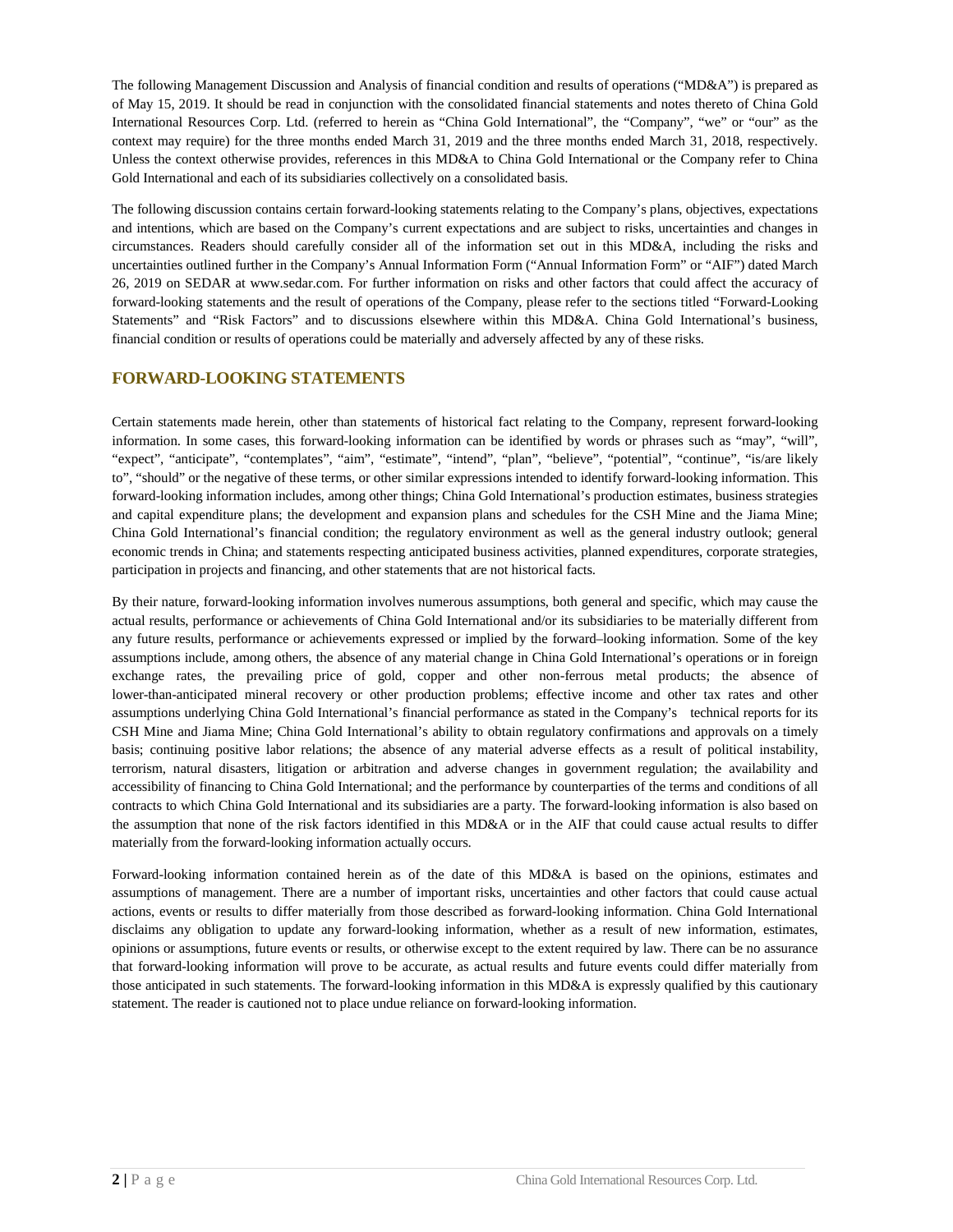The following Management Discussion and Analysis of financial condition and results of operations ("MD&A") is prepared as of May 15, 2019. It should be read in conjunction with the consolidated financial statements and notes thereto of China Gold International Resources Corp. Ltd. (referred to herein as "China Gold International", the "Company", "we" or "our" as the context may require) for the three months ended March 31, 2019 and the three months ended March 31, 2018, respectively. Unless the context otherwise provides, references in this MD&A to China Gold International or the Company refer to China Gold International and each of its subsidiaries collectively on a consolidated basis.

The following discussion contains certain forward-looking statements relating to the Company's plans, objectives, expectations and intentions, which are based on the Company's current expectations and are subject to risks, uncertainties and changes in circumstances. Readers should carefully consider all of the information set out in this MD&A, including the risks and uncertainties outlined further in the Company's Annual Information Form ("Annual Information Form" or "AIF") dated March 26, 2019 on SEDAR at www.sedar.com. For further information on risks and other factors that could affect the accuracy of forward-looking statements and the result of operations of the Company, please refer to the sections titled "Forward-Looking Statements" and "Risk Factors" and to discussions elsewhere within this MD&A. China Gold International's business, financial condition or results of operations could be materially and adversely affected by any of these risks.

## FORWARD-LOOKING STATEMENTS

Certain statements made herein, other than statements of historical fact relating to the Company, represent forward-looking information. In some cases, this forward-looking information can be identified by words or phrases such as "may", "will", "expect", "anticipate", "contemplates", "aim", "estimate", "intend", "plan", "believe", "potential", "continue", "is/are likely to", "should" or the negative of these terms, or other similar expressions intended to identify forward-looking information. This forward-looking information includes, among other things; China Gold International's production estimates, business strategies and capital expenditure plans; the development and expansion plans and schedules for the CSH Mine and the Jiama Mine; China Gold International's financial condition; the regulatory environment as well as the general industry outlook; general economic trends in China; and statements respecting anticipated business activities, planned expenditures, corporate strategies, participation in projects and financing, and other statements that are not historical facts.

By their nature, forward-looking information involves numerous assumptions, both general and specific, which may cause the actual results, performance or achievements of China Gold International and/or its subsidiaries to be materially different from any future results, performance or achievements expressed or implied by the forward–looking information. Some of the key assumptions include, among others, the absence of any material change in China Gold International's operations or in foreign exchange rates, the prevailing price of gold, copper and other non-ferrous metal products; the absence of lower-than-anticipated mineral recovery or other production problems; effective income and other tax rates and other assumptions underlying China Gold International's financial performance as stated in the Company's technical reports for its CSH Mine and Jiama Mine; China Gold International's ability to obtain regulatory confirmations and approvals on a timely basis; continuing positive labor relations; the absence of any material adverse effects as a result of political instability, terrorism, natural disasters, litigation or arbitration and adverse changes in government regulation; the availability and accessibility of financing to China Gold International; and the performance by counterparties of the terms and conditions of all contracts to which China Gold International and its subsidiaries are a party. The forward-looking information is also based on the assumption that none of the risk factors identified in this MD&A or in the AIF that could cause actual results to differ materially from the forward-looking information actually occurs.

Forward-looking information contained herein as of the date of this MD&A is based on the opinions, estimates and assumptions of management. There are a number of important risks, uncertainties and other factors that could cause actual actions, events or results to differ materially from those described as forward-looking information. China Gold International disclaims any obligation to update any forward-looking information, whether as a result of new information, estimates, opinions or assumptions, future events or results, or otherwise except to the extent required by law. There can be no assurance that forward-looking information will prove to be accurate, as actual results and future events could differ materially from those anticipated in such statements. The forward-looking information in this MD&A is expressly qualified by this cautionary statement. The reader is cautioned not to place undue reliance on forward-looking information.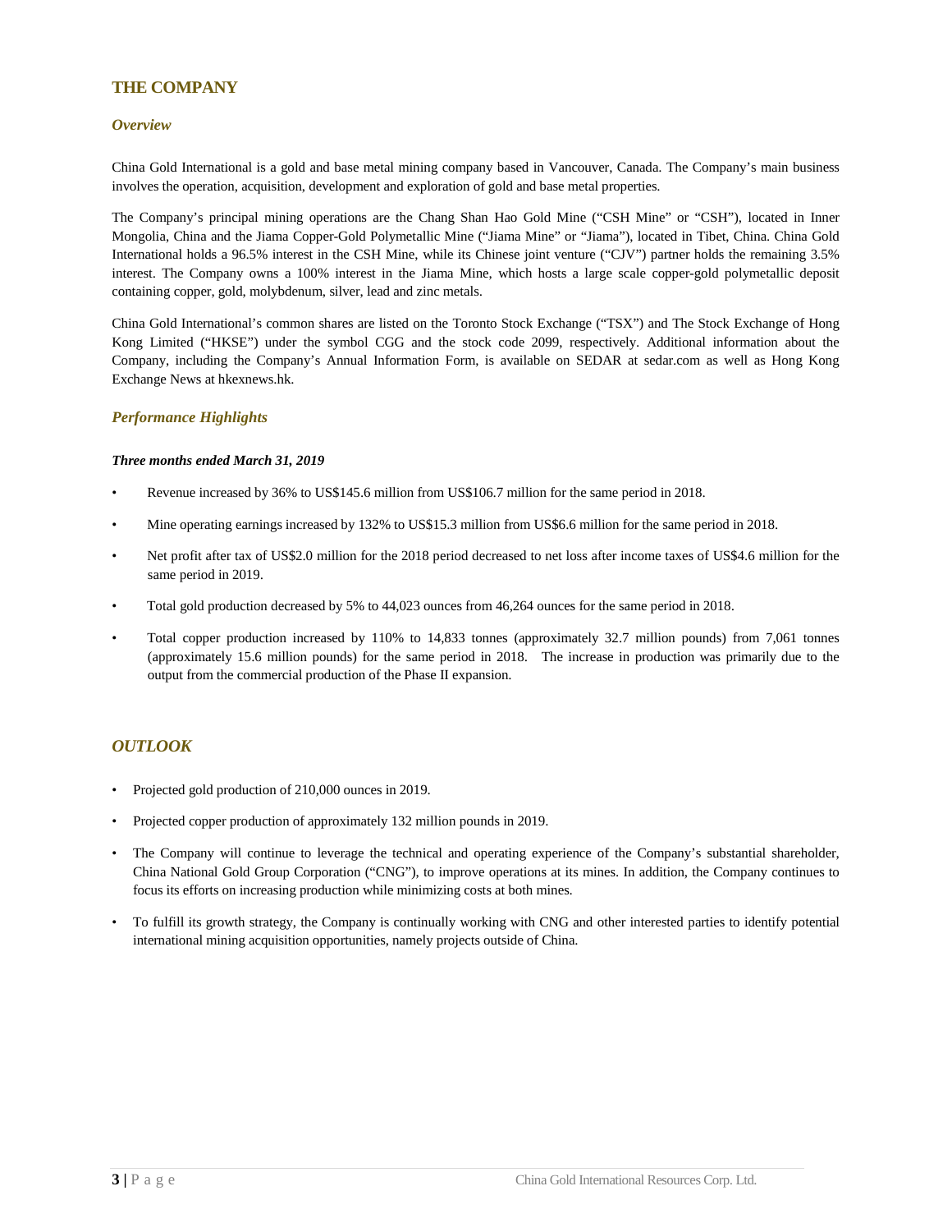## THE COMPANY

### *Overview*

China Gold International is a gold and base metal mining company based in Vancouver, Canada. The Company's main business involves the operation, acquisition, development and exploration of gold and base metal properties.

The Company's principal mining operations are the Chang Shan Hao Gold Mine ("CSH Mine" or "CSH"), located in Inner Mongolia, China and the Jiama Copper-Gold Polymetallic Mine ("Jiama Mine" or "Jiama"), located in Tibet, China. China Gold International holds a 96.5% interest in the CSH Mine, while its Chinese joint venture ("CJV") partner holds the remaining 3.5% interest. The Company owns a 100% interest in the Jiama Mine, which hosts a large scale copper-gold polymetallic deposit containing copper, gold, molybdenum, silver, lead and zinc metals.

China Gold International's common shares are listed on the Toronto Stock Exchange ("TSX") and The Stock Exchange of Hong Kong Limited ("HKSE") under the symbol CGG and the stock code 2099, respectively. Additional information about the Company, including the Company's Annual Information Form, is available on SEDAR at sedar.com as well as Hong Kong Exchange News at hkexnews.hk.

### *Performance Highlights*

***Three months ended March 31, 2019***

- Revenue increased by 36% to US$145.6 million from US$106.7 million for the same period in 2018.
- Mine operating earnings increased by 132% to US$15.3 million from US$6.6 million for the same period in 2018.
- Net profit after tax of US$2.0 million for the 2018 period decreased to net loss after income taxes of US$4.6 million for the same period in 2019.
- Total gold production decreased by 5% to 44,023 ounces from 46,264 ounces for the same period in 2018.
- Total copper production increased by 110% to 14,833 tonnes (approximately 32.7 million pounds) from 7,061 tonnes (approximately 15.6 million pounds) for the same period in 2018. The increase in production was primarily due to the output from the commercial production of the Phase II expansion.

## *OUTLOOK*

- Projected gold production of 210,000 ounces in 2019.
- Projected copper production of approximately 132 million pounds in 2019.
- The Company will continue to leverage the technical and operating experience of the Company's substantial shareholder, China National Gold Group Corporation ("CNG"), to improve operations at its mines. In addition, the Company continues to focus its efforts on increasing production while minimizing costs at both mines.
- To fulfill its growth strategy, the Company is continually working with CNG and other interested parties to identify potential international mining acquisition opportunities, namely projects outside of China.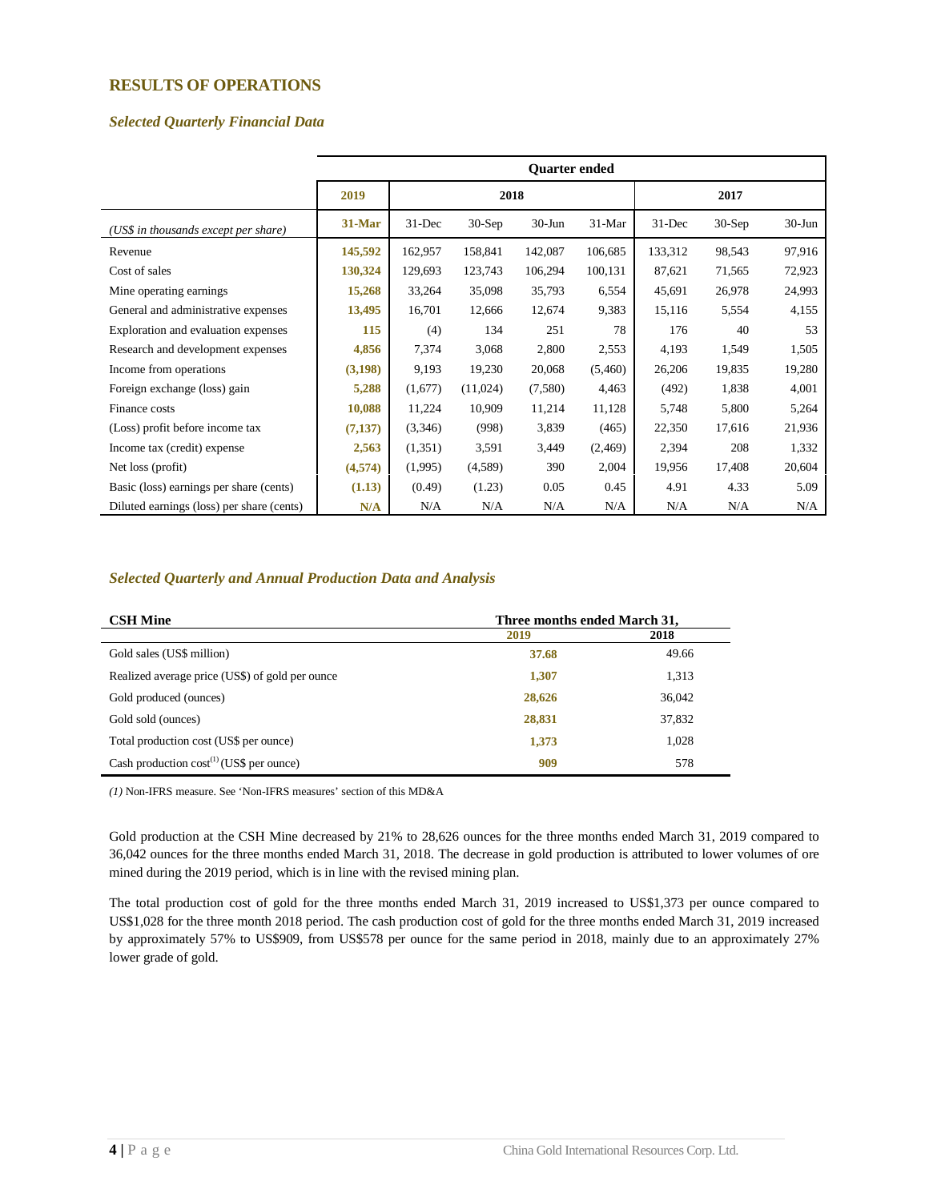## RESULTS OF OPERATIONS

### *Selected Quarterly Financial Data*

| | Quarter ended | | | | | | | |
|---|---|---|---|---|---|---|---|---|
| | **2019** | 2018 | | | | 2017 | | |
| *(US$ in thousands except per share)* | **31-Mar** | 31-Dec | 30-Sep | 30-Jun | 31-Mar | 31-Dec | 30-Sep | 30-Jun |
| Revenue | **145,592** | 162,957 | 158,841 | 142,087 | 106,685 | 133,312 | 98,543 | 97,916 |
| Cost of sales | **130,324** | 129,693 | 123,743 | 106,294 | 100,131 | 87,621 | 71,565 | 72,923 |
| Mine operating earnings | **15,268** | 33,264 | 35,098 | 35,793 | 6,554 | 45,691 | 26,978 | 24,993 |
| General and administrative expenses | **13,495** | 16,701 | 12,666 | 12,674 | 9,383 | 15,116 | 5,554 | 4,155 |
| Exploration and evaluation expenses | **115** | (4) | 134 | 251 | 78 | 176 | 40 | 53 |
| Research and development expenses | **4,856** | 7,374 | 3,068 | 2,800 | 2,553 | 4,193 | 1,549 | 1,505 |
| Income from operations | **(3,198)** | 9,193 | 19,230 | 20,068 | (5,460) | 26,206 | 19,835 | 19,280 |
| Foreign exchange (loss) gain | **5,288** | (1,677) | (11,024) | (7,580) | 4,463 | (492) | 1,838 | 4,001 |
| Finance costs | **10,088** | 11,224 | 10,909 | 11,214 | 11,128 | 5,748 | 5,800 | 5,264 |
| (Loss) profit before income tax | **(7,137)** | (3,346) | (998) | 3,839 | (465) | 22,350 | 17,616 | 21,936 |
| Income tax (credit) expense | **2,563** | (1,351) | 3,591 | 3,449 | (2,469) | 2,394 | 208 | 1,332 |
| Net loss (profit) | **(4,574)** | (1,995) | (4,589) | 390 | 2,004 | 19,956 | 17,408 | 20,604 |
| Basic (loss) earnings per share (cents) | **(1.13)** | (0.49) | (1.23) | 0.05 | 0.45 | 4.91 | 4.33 | 5.09 |
| Diluted earnings (loss) per share (cents) | **N/A** | N/A | N/A | N/A | N/A | N/A | N/A | N/A |

### *Selected Quarterly and Annual Production Data and Analysis*

| **CSH Mine** | Three months ended March 31, | |
|---|---|---|
| | **2019** | **2018** |
| Gold sales (US$ million) | **37.68** | 49.66 |
| Realized average price (US$) of gold per ounce | **1,307** | 1,313 |
| Gold produced (ounces) | **28,626** | 36,042 |
| Gold sold (ounces) | **28,831** | 37,832 |
| Total production cost (US$ per ounce) | **1,373** | 1,028 |
| Cash production cost[(1)] (US$ per ounce) | **909** | 578 |

*(1)* Non-IFRS measure. See 'Non-IFRS measures' section of this MD&A

Gold production at the CSH Mine decreased by 21% to 28,626 ounces for the three months ended March 31, 2019 compared to 36,042 ounces for the three months ended March 31, 2018. The decrease in gold production is attributed to lower volumes of ore mined during the 2019 period, which is in line with the revised mining plan.

The total production cost of gold for the three months ended March 31, 2019 increased to US$1,373 per ounce compared to US$1,028 for the three month 2018 period. The cash production cost of gold for the three months ended March 31, 2019 increased by approximately 57% to US$909, from US$578 per ounce for the same period in 2018, mainly due to an approximately 27% lower grade of gold.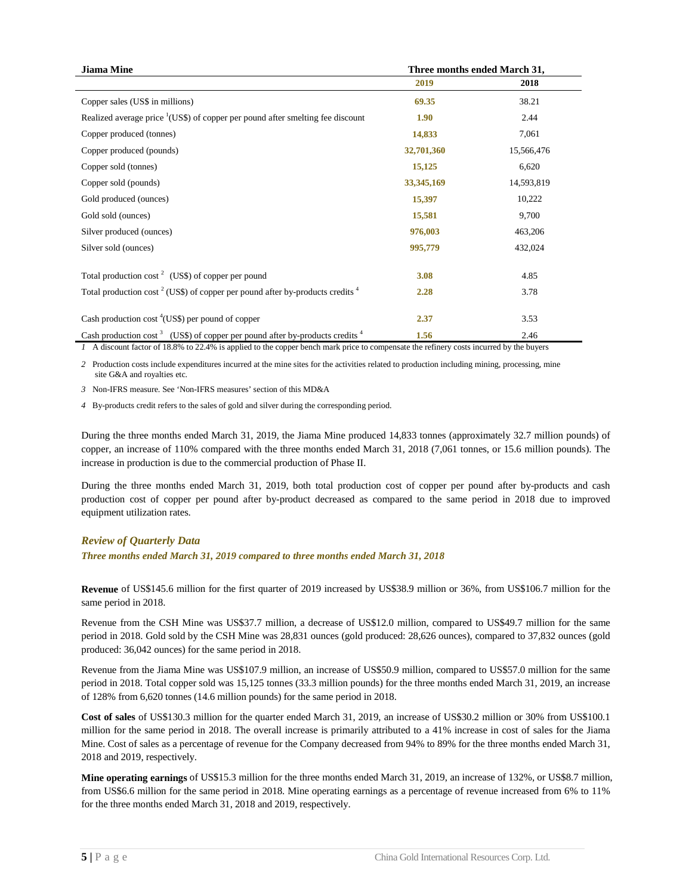| Jiama Mine | Three months ended March 31, | |
|---|---|---|
| | **2019** | **2018** |
| Copper sales (US$ in millions) | **69.35** | 38.21 |
| Realized average price [1](US$) of copper per pound after smelting fee discount | **1.90** | 2.44 |
| Copper produced (tonnes) | **14,833** | 7,061 |
| Copper produced (pounds) | **32,701,360** | 15,566,476 |
| Copper sold (tonnes) | **15,125** | 6,620 |
| Copper sold (pounds) | **33,345,169** | 14,593,819 |
| Gold produced (ounces) | **15,397** | 10,222 |
| Gold sold (ounces) | **15,581** | 9,700 |
| Silver produced (ounces) | **976,003** | 463,206 |
| Silver sold (ounces) | **995,779** | 432,024 |
| Total production cost [2] (US$) of copper per pound | **3.08** | 4.85 |
| Total production cost [2] (US$) of copper per pound after by-products credits [4] | **2.28** | 3.78 |
| Cash production cost [4](US$) per pound of copper | **2.37** | 3.53 |
| Cash production cost [3] (US$) of copper per pound after by-products credits [4] | **1.56** | 2.46 |

*1* A discount factor of 18.8% to 22.4% is applied to the copper bench mark price to compensate the refinery costs incurred by the buyers

*2* Production costs include expenditures incurred at the mine sites for the activities related to production including mining, processing, mine site G&A and royalties etc.

*3* Non-IFRS measure. See 'Non-IFRS measures' section of this MD&A

*4* By-products credit refers to the sales of gold and silver during the corresponding period.

During the three months ended March 31, 2019, the Jiama Mine produced 14,833 tonnes (approximately 32.7 million pounds) of copper, an increase of 110% compared with the three months ended March 31, 2018 (7,061 tonnes, or 15.6 million pounds). The increase in production is due to the commercial production of Phase II.

During the three months ended March 31, 2019, both total production cost of copper per pound after by-products and cash production cost of copper per pound after by-product decreased as compared to the same period in 2018 due to improved equipment utilization rates.

### *Review of Quarterly Data*

#### *Three months ended March 31, 2019 compared to three months ended March 31, 2018*

**Revenue** of US$145.6 million for the first quarter of 2019 increased by US$38.9 million or 36%, from US$106.7 million for the same period in 2018.

Revenue from the CSH Mine was US$37.7 million, a decrease of US$12.0 million, compared to US$49.7 million for the same period in 2018. Gold sold by the CSH Mine was 28,831 ounces (gold produced: 28,626 ounces), compared to 37,832 ounces (gold produced: 36,042 ounces) for the same period in 2018.

Revenue from the Jiama Mine was US$107.9 million, an increase of US$50.9 million, compared to US$57.0 million for the same period in 2018. Total copper sold was 15,125 tonnes (33.3 million pounds) for the three months ended March 31, 2019, an increase of 128% from 6,620 tonnes (14.6 million pounds) for the same period in 2018.

**Cost of sales** of US$130.3 million for the quarter ended March 31, 2019, an increase of US$30.2 million or 30% from US$100.1 million for the same period in 2018. The overall increase is primarily attributed to a 41% increase in cost of sales for the Jiama Mine. Cost of sales as a percentage of revenue for the Company decreased from 94% to 89% for the three months ended March 31, 2018 and 2019, respectively.

**Mine operating earnings** of US$15.3 million for the three months ended March 31, 2019, an increase of 132%, or US$8.7 million, from US$6.6 million for the same period in 2018. Mine operating earnings as a percentage of revenue increased from 6% to 11% for the three months ended March 31, 2018 and 2019, respectively.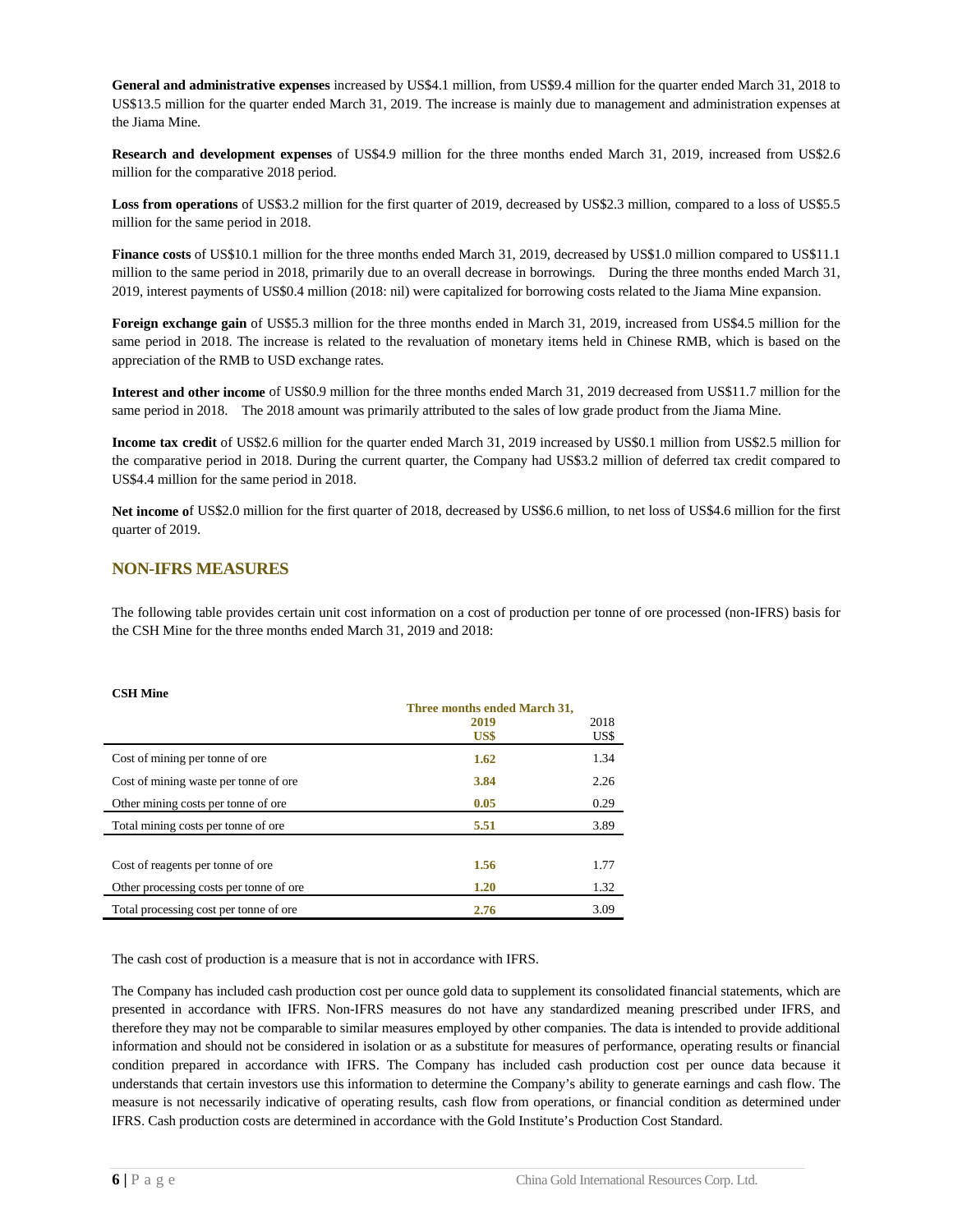**General and administrative expenses** increased by US$4.1 million, from US$9.4 million for the quarter ended March 31, 2018 to US$13.5 million for the quarter ended March 31, 2019. The increase is mainly due to management and administration expenses at the Jiama Mine.

**Research and development expenses** of US$4.9 million for the three months ended March 31, 2019, increased from US$2.6 million for the comparative 2018 period.

**Loss from operations** of US$3.2 million for the first quarter of 2019, decreased by US$2.3 million, compared to a loss of US$5.5 million for the same period in 2018.

**Finance costs** of US$10.1 million for the three months ended March 31, 2019, decreased by US$1.0 million compared to US$11.1 million to the same period in 2018, primarily due to an overall decrease in borrowings. During the three months ended March 31, 2019, interest payments of US$0.4 million (2018: nil) were capitalized for borrowing costs related to the Jiama Mine expansion.

**Foreign exchange gain** of US$5.3 million for the three months ended in March 31, 2019, increased from US$4.5 million for the same period in 2018. The increase is related to the revaluation of monetary items held in Chinese RMB, which is based on the appreciation of the RMB to USD exchange rates.

**Interest and other income** of US$0.9 million for the three months ended March 31, 2019 decreased from US$11.7 million for the same period in 2018. The 2018 amount was primarily attributed to the sales of low grade product from the Jiama Mine.

**Income tax credit** of US$2.6 million for the quarter ended March 31, 2019 increased by US$0.1 million from US$2.5 million for the comparative period in 2018. During the current quarter, the Company had US$3.2 million of deferred tax credit compared to US$4.4 million for the same period in 2018.

**Net income o**f US$2.0 million for the first quarter of 2018, decreased by US$6.6 million, to net loss of US$4.6 million for the first quarter of 2019.

## NON-IFRS MEASURES

The following table provides certain unit cost information on a cost of production per tonne of ore processed (non-IFRS) basis for the CSH Mine for the three months ended March 31, 2019 and 2018:

**CSH Mine**

| | Three months ended March 31, | |
|---|---|---|
| | **2019** | 2018 |
| | **US$** | US$ |
| Cost of mining per tonne of ore | **1.62** | 1.34 |
| Cost of mining waste per tonne of ore | **3.84** | 2.26 |
| Other mining costs per tonne of ore | **0.05** | 0.29 |
| Total mining costs per tonne of ore | **5.51** | 3.89 |
| | | |
| Cost of reagents per tonne of ore | **1.56** | 1.77 |
| Other processing costs per tonne of ore | **1.20** | 1.32 |
| Total processing cost per tonne of ore | **2.76** | 3.09 |

The cash cost of production is a measure that is not in accordance with IFRS.

The Company has included cash production cost per ounce gold data to supplement its consolidated financial statements, which are presented in accordance with IFRS. Non-IFRS measures do not have any standardized meaning prescribed under IFRS, and therefore they may not be comparable to similar measures employed by other companies. The data is intended to provide additional information and should not be considered in isolation or as a substitute for measures of performance, operating results or financial condition prepared in accordance with IFRS. The Company has included cash production cost per ounce data because it understands that certain investors use this information to determine the Company's ability to generate earnings and cash flow. The measure is not necessarily indicative of operating results, cash flow from operations, or financial condition as determined under IFRS. Cash production costs are determined in accordance with the Gold Institute's Production Cost Standard.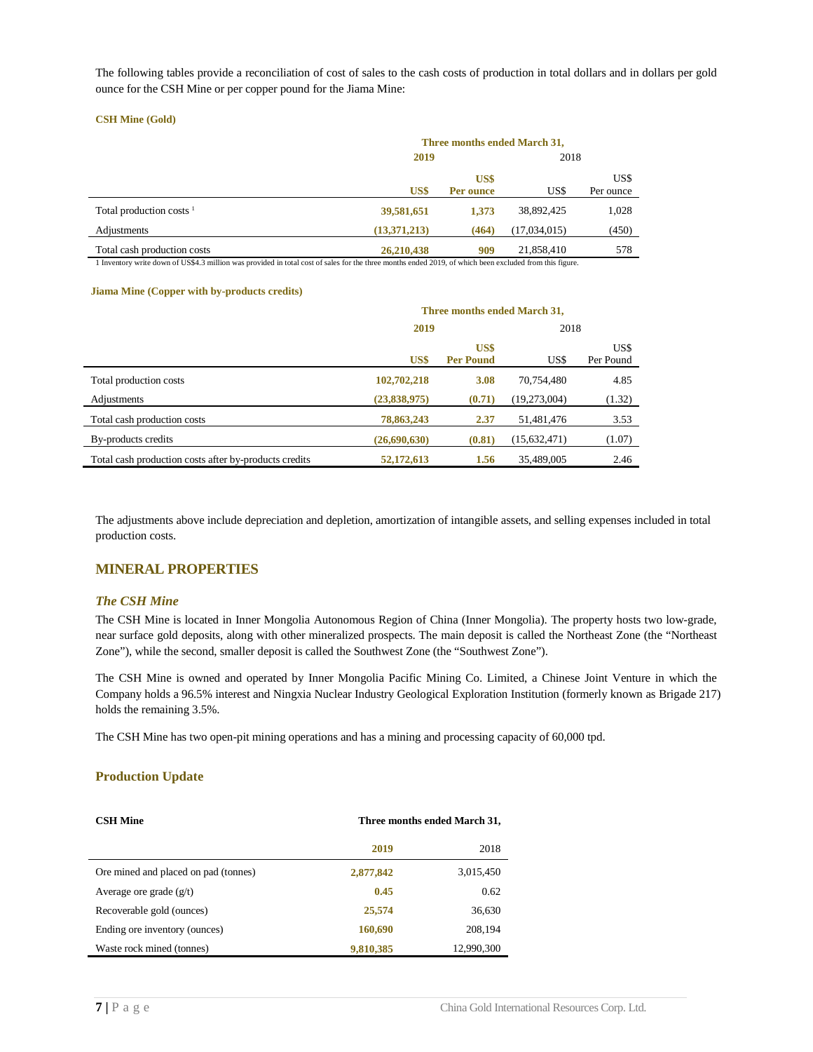The following tables provide a reconciliation of cost of sales to the cash costs of production in total dollars and in dollars per gold ounce for the CSH Mine or per copper pound for the Jiama Mine:

**CSH Mine (Gold)**

| | Three months ended March 31, | | | |
|---|---|---|---|---|
| | **2019** | | 2018 | |
| | **US$** | **US$ Per ounce** | US$ | US$ Per ounce |
| Total production costs [1] | **39,581,651** | **1,373** | 38,892,425 | 1,028 |
| Adjustments | **(13,371,213)** | **(464)** | (17,034,015) | (450) |
| Total cash production costs | **26,210,438** | **909** | 21,858,410 | 578 |

1 Inventory write down of US$4.3 million was provided in total cost of sales for the three months ended 2019, of which been excluded from this figure.

**Jiama Mine (Copper with by-products credits)**

| | Three months ended March 31, | | | |
|---|---|---|---|---|
| | **2019** | | 2018 | |
| | **US$** | **US$ Per Pound** | US$ | US$ Per Pound |
| Total production costs | **102,702,218** | **3.08** | 70,754,480 | 4.85 |
| Adjustments | **(23,838,975)** | **(0.71)** | (19,273,004) | (1.32) |
| Total cash production costs | **78,863,243** | **2.37** | 51,481,476 | 3.53 |
| By-products credits | **(26,690,630)** | **(0.81)** | (15,632,471) | (1.07) |
| Total cash production costs after by-products credits | **52,172,613** | **1.56** | 35,489,005 | 2.46 |

The adjustments above include depreciation and depletion, amortization of intangible assets, and selling expenses included in total production costs.

## MINERAL PROPERTIES

### *The CSH Mine*

The CSH Mine is located in Inner Mongolia Autonomous Region of China (Inner Mongolia). The property hosts two low-grade, near surface gold deposits, along with other mineralized prospects. The main deposit is called the Northeast Zone (the "Northeast Zone"), while the second, smaller deposit is called the Southwest Zone (the "Southwest Zone").

The CSH Mine is owned and operated by Inner Mongolia Pacific Mining Co. Limited, a Chinese Joint Venture in which the Company holds a 96.5% interest and Ningxia Nuclear Industry Geological Exploration Institution (formerly known as Brigade 217) holds the remaining 3.5%.

The CSH Mine has two open-pit mining operations and has a mining and processing capacity of 60,000 tpd.

### Production Update

| **CSH Mine** | **Three months ended March 31,** | |
|---|---|---|
| | **2019** | 2018 |
| Ore mined and placed on pad (tonnes) | **2,877,842** | 3,015,450 |
| Average ore grade (g/t) | **0.45** | 0.62 |
| Recoverable gold (ounces) | **25,574** | 36,630 |
| Ending ore inventory (ounces) | **160,690** | 208,194 |
| Waste rock mined (tonnes) | **9,810,385** | 12,990,300 |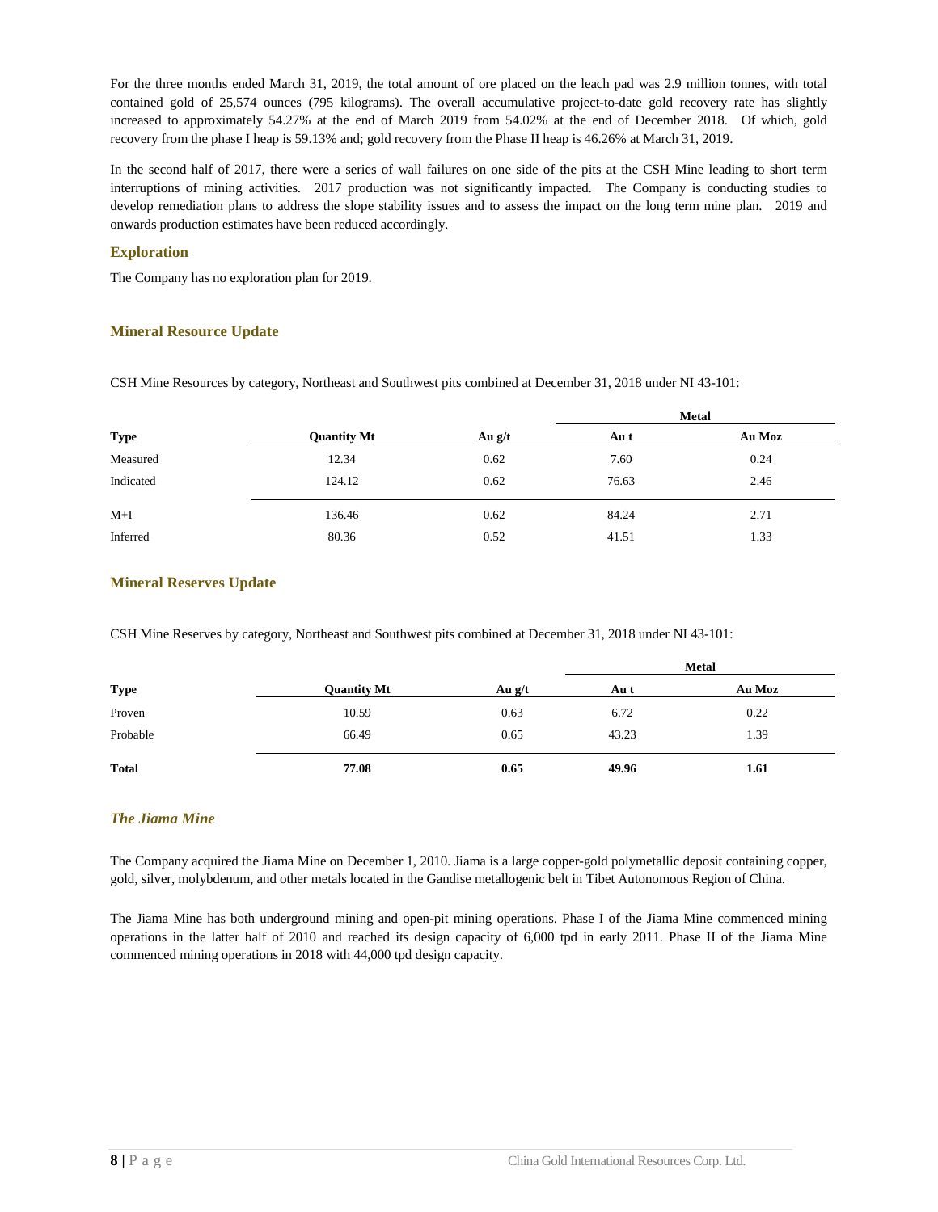For the three months ended March 31, 2019, the total amount of ore placed on the leach pad was 2.9 million tonnes, with total contained gold of 25,574 ounces (795 kilograms). The overall accumulative project-to-date gold recovery rate has slightly increased to approximately 54.27% at the end of March 2019 from 54.02% at the end of December 2018. Of which, gold recovery from the phase I heap is 59.13% and; gold recovery from the Phase II heap is 46.26% at March 31, 2019.

In the second half of 2017, there were a series of wall failures on one side of the pits at the CSH Mine leading to short term interruptions of mining activities. 2017 production was not significantly impacted. The Company is conducting studies to develop remediation plans to address the slope stability issues and to assess the impact on the long term mine plan. 2019 and onwards production estimates have been reduced accordingly.

### Exploration

The Company has no exploration plan for 2019.

### Mineral Resource Update

CSH Mine Resources by category, Northeast and Southwest pits combined at December 31, 2018 under NI 43-101:

| | | | Metal | |
|---|---|---|---|---|
| **Type** | **Quantity Mt** | **Au g/t** | **Au t** | **Au Moz** |
| Measured | 12.34 | 0.62 | 7.60 | 0.24 |
| Indicated | 124.12 | 0.62 | 76.63 | 2.46 |
| M+I | 136.46 | 0.62 | 84.24 | 2.71 |
| Inferred | 80.36 | 0.52 | 41.51 | 1.33 |

### Mineral Reserves Update

CSH Mine Reserves by category, Northeast and Southwest pits combined at December 31, 2018 under NI 43-101:

| | | | Metal | |
|---|---|---|---|---|
| **Type** | **Quantity Mt** | **Au g/t** | **Au t** | **Au Moz** |
| Proven | 10.59 | 0.63 | 6.72 | 0.22 |
| Probable | 66.49 | 0.65 | 43.23 | 1.39 |
| **Total** | **77.08** | **0.65** | **49.96** | **1.61** |

### *The Jiama Mine*

The Company acquired the Jiama Mine on December 1, 2010. Jiama is a large copper-gold polymetallic deposit containing copper, gold, silver, molybdenum, and other metals located in the Gandise metallogenic belt in Tibet Autonomous Region of China.

The Jiama Mine has both underground mining and open-pit mining operations. Phase I of the Jiama Mine commenced mining operations in the latter half of 2010 and reached its design capacity of 6,000 tpd in early 2011. Phase II of the Jiama Mine commenced mining operations in 2018 with 44,000 tpd design capacity.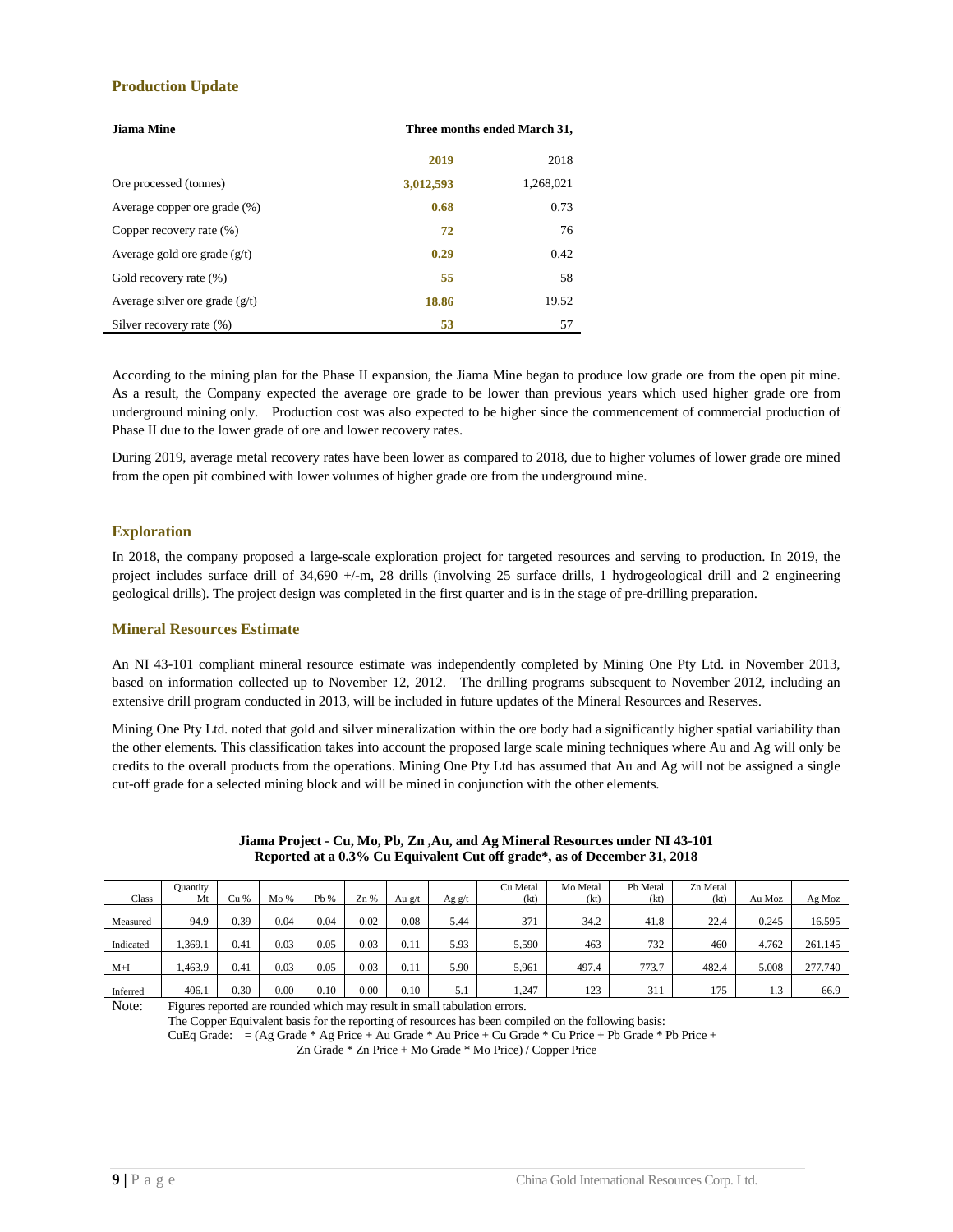## Production Update

| Jiama Mine | Three months ended March 31, | |
|---|---|---|
| | **2019** | 2018 |
| Ore processed (tonnes) | **3,012,593** | 1,268,021 |
| Average copper ore grade (%) | **0.68** | 0.73 |
| Copper recovery rate (%) | **72** | 76 |
| Average gold ore grade (g/t) | **0.29** | 0.42 |
| Gold recovery rate (%) | **55** | 58 |
| Average silver ore grade (g/t) | **18.86** | 19.52 |
| Silver recovery rate (%) | **53** | 57 |

According to the mining plan for the Phase II expansion, the Jiama Mine began to produce low grade ore from the open pit mine. As a result, the Company expected the average ore grade to be lower than previous years which used higher grade ore from underground mining only. Production cost was also expected to be higher since the commencement of commercial production of Phase II due to the lower grade of ore and lower recovery rates.

During 2019, average metal recovery rates have been lower as compared to 2018, due to higher volumes of lower grade ore mined from the open pit combined with lower volumes of higher grade ore from the underground mine.

## Exploration

In 2018, the company proposed a large-scale exploration project for targeted resources and serving to production. In 2019, the project includes surface drill of 34,690 +/-m, 28 drills (involving 25 surface drills, 1 hydrogeological drill and 2 engineering geological drills). The project design was completed in the first quarter and is in the stage of pre-drilling preparation.

## Mineral Resources Estimate

An NI 43-101 compliant mineral resource estimate was independently completed by Mining One Pty Ltd. in November 2013, based on information collected up to November 12, 2012. The drilling programs subsequent to November 2012, including an extensive drill program conducted in 2013, will be included in future updates of the Mineral Resources and Reserves.

Mining One Pty Ltd. noted that gold and silver mineralization within the ore body had a significantly higher spatial variability than the other elements. This classification takes into account the proposed large scale mining techniques where Au and Ag will only be credits to the overall products from the operations. Mining One Pty Ltd has assumed that Au and Ag will not be assigned a single cut-off grade for a selected mining block and will be mined in conjunction with the other elements.

**Jiama Project - Cu, Mo, Pb, Zn ,Au, and Ag Mineral Resources under NI 43-101**
**Reported at a 0.3% Cu Equivalent Cut off grade*, as of December 31, 2018**

| Class | Quantity Mt | Cu % | Mo % | Pb % | Zn % | Au g/t | Ag g/t | Cu Metal (kt) | Mo Metal (kt) | Pb Metal (kt) | Zn Metal (kt) | Au Moz | Ag Moz |
|---|---|---|---|---|---|---|---|---|---|---|---|---|---|
| Measured | 94.9 | 0.39 | 0.04 | 0.04 | 0.02 | 0.08 | 5.44 | 371 | 34.2 | 41.8 | 22.4 | 0.245 | 16.595 |
| Indicated | 1,369.1 | 0.41 | 0.03 | 0.05 | 0.03 | 0.11 | 5.93 | 5,590 | 463 | 732 | 460 | 4.762 | 261.145 |
| M+I | 1,463.9 | 0.41 | 0.03 | 0.05 | 0.03 | 0.11 | 5.90 | 5,961 | 497.4 | 773.7 | 482.4 | 5.008 | 277.740 |
| Inferred | 406.1 | 0.30 | 0.00 | 0.10 | 0.00 | 0.10 | 5.1 | 1,247 | 123 | 311 | 175 | 1.3 | 66.9 |

Note: Figures reported are rounded which may result in small tabulation errors.
The Copper Equivalent basis for the reporting of resources has been compiled on the following basis:
CuEq Grade: = (Ag Grade * Ag Price + Au Grade * Au Price + Cu Grade * Cu Price + Pb Grade * Pb Price + Zn Grade * Zn Price + Mo Grade * Mo Price) / Copper Price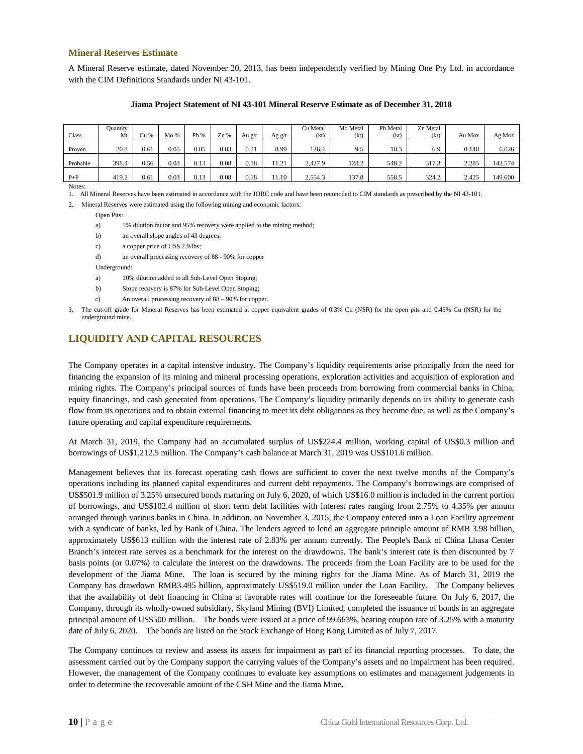### Mineral Reserves Estimate

A Mineral Reserve estimate, dated November 20, 2013, has been independently verified by Mining One Pty Ltd. in accordance with the CIM Definitions Standards under NI 43-101.

**Jiama Project Statement of NI 43-101 Mineral Reserve Estimate as of December 31, 2018**

| Class | Quantity Mt | Cu % | Mo % | Pb % | Zn % | Au g/t | Ag g/t | Cu Metal (kt) | Mo Metal (kt) | Pb Metal (kt) | Zn Metal (kt) | Au Moz | Ag Moz |
|---|---|---|---|---|---|---|---|---|---|---|---|---|---|
| Proven | 20.8 | 0.61 | 0.05 | 0.05 | 0.03 | 0.21 | 8.99 | 126.4 | 9.5 | 10.3 | 6.9 | 0.140 | 6.026 |
| Probable | 398.4 | 0.56 | 0.03 | 0.13 | 0.08 | 0.18 | 11.21 | 2,427.9 | 128.2 | 548.2 | 317.3 | 2.285 | 143.574 |
| P+P | 419.2 | 0.61 | 0.03 | 0.13 | 0.08 | 0.18 | 11.10 | 2,554.3 | 137.8 | 558.5 | 324.2 | 2.425 | 149.600 |

Notes:

1. All Mineral Reserves have been estimated in accordance with the JORC code and have been reconciled to CIM standards as prescribed by the NI 43-101.
2. Mineral Reserves were estimated using the following mining and economic factors:

   Open Pits:

   a) 5% dilution factor and 95% recovery were applied to the mining method;

   b) an overall slope angles of 43 degrees;

   c) a copper price of US$ 2.9/lbs;

   d) an overall processing recovery of 88 - 90% for copper

   Underground:

   a) 10% dilution added to all Sub-Level Open Stoping;

   b) Stope recovery is 87% for Sub-Level Open Stoping;

   c) An overall processing recovery of 88 – 90% for copper.

3. The cut-off grade for Mineral Reserves has been estimated at copper equivalent grades of 0.3% Cu (NSR) for the open pits and 0.45% Cu (NSR) for the underground mine.

## LIQUIDITY AND CAPITAL RESOURCES

The Company operates in a capital intensive industry. The Company's liquidity requirements arise principally from the need for financing the expansion of its mining and mineral processing operations, exploration activities and acquisition of exploration and mining rights. The Company's principal sources of funds have been proceeds from borrowing from commercial banks in China, equity financings, and cash generated from operations. The Company's liquidity primarily depends on its ability to generate cash flow from its operations and to obtain external financing to meet its debt obligations as they become due, as well as the Company's future operating and capital expenditure requirements.

At March 31, 2019, the Company had an accumulated surplus of US$224.4 million, working capital of US$0.3 million and borrowings of US$1,212.5 million. The Company's cash balance at March 31, 2019 was US$101.6 million.

Management believes that its forecast operating cash flows are sufficient to cover the next twelve months of the Company's operations including its planned capital expenditures and current debt repayments. The Company's borrowings are comprised of US$501.9 million of 3.25% unsecured bonds maturing on July 6, 2020, of which US$16.0 million is included in the current portion of borrowings, and US$102.4 million of short term debt facilities with interest rates ranging from 2.75% to 4.35% per annum arranged through various banks in China. In addition, on November 3, 2015, the Company entered into a Loan Facility agreement with a syndicate of banks, led by Bank of China. The lenders agreed to lend an aggregate principle amount of RMB 3.98 billion, approximately US$613 million with the interest rate of 2.83% per annum currently. The People's Bank of China Lhasa Center Branch's interest rate serves as a benchmark for the interest on the drawdowns. The bank's interest rate is then discounted by 7 basis points (or 0.07%) to calculate the interest on the drawdowns. The proceeds from the Loan Facility are to be used for the development of the Jiama Mine. The loan is secured by the mining rights for the Jiama Mine. As of March 31, 2019 the Company has drawdown RMB3.495 billion, approximately US$519.0 million under the Loan Facility. The Company believes that the availability of debt financing in China at favorable rates will continue for the foreseeable future. On July 6, 2017, the Company, through its wholly-owned subsidiary, Skyland Mining (BVI) Limited, completed the issuance of bonds in an aggregate principal amount of US$500 million. The bonds were issued at a price of 99.663%, bearing coupon rate of 3.25% with a maturity date of July 6, 2020. The bonds are listed on the Stock Exchange of Hong Kong Limited as of July 7, 2017.

The Company continues to review and assess its assets for impairment as part of its financial reporting processes. To date, the assessment carried out by the Company support the carrying values of the Company's assets and no impairment has been required. However, the management of the Company continues to evaluate key assumptions on estimates and management judgements in order to determine the recoverable amount of the CSH Mine and the Jiama Mine**.**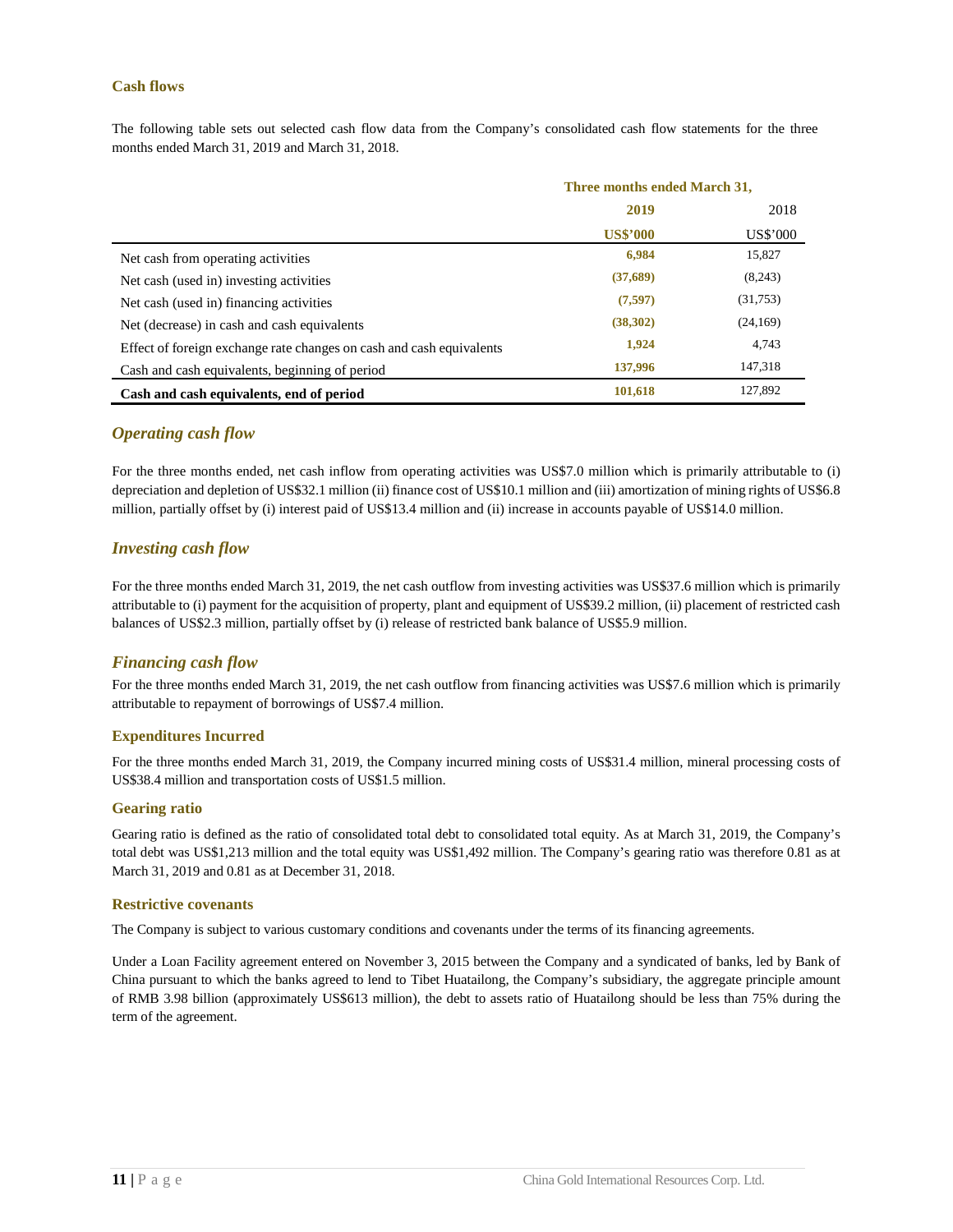## Cash flows

The following table sets out selected cash flow data from the Company's consolidated cash flow statements for the three months ended March 31, 2019 and March 31, 2018.

| | Three months ended March 31, | |
|---|---|---|
| | **2019** | 2018 |
| | **US$'000** | US$'000 |
| Net cash from operating activities | **6,984** | 15,827 |
| Net cash (used in) investing activities | **(37,689)** | (8,243) |
| Net cash (used in) financing activities | **(7,597)** | (31,753) |
| Net (decrease) in cash and cash equivalents | **(38,302)** | (24,169) |
| Effect of foreign exchange rate changes on cash and cash equivalents | **1,924** | 4,743 |
| Cash and cash equivalents, beginning of period | **137,996** | 147,318 |
| **Cash and cash equivalents, end of period** | **101,618** | 127,892 |

### *Operating cash flow*

For the three months ended, net cash inflow from operating activities was US$7.0 million which is primarily attributable to (i) depreciation and depletion of US$32.1 million (ii) finance cost of US$10.1 million and (iii) amortization of mining rights of US$6.8 million, partially offset by (i) interest paid of US$13.4 million and (ii) increase in accounts payable of US$14.0 million.

### *Investing cash flow*

For the three months ended March 31, 2019, the net cash outflow from investing activities was US$37.6 million which is primarily attributable to (i) payment for the acquisition of property, plant and equipment of US$39.2 million, (ii) placement of restricted cash balances of US$2.3 million, partially offset by (i) release of restricted bank balance of US$5.9 million.

### *Financing cash flow*

For the three months ended March 31, 2019, the net cash outflow from financing activities was US$7.6 million which is primarily attributable to repayment of borrowings of US$7.4 million.

### Expenditures Incurred

For the three months ended March 31, 2019, the Company incurred mining costs of US$31.4 million, mineral processing costs of US$38.4 million and transportation costs of US$1.5 million.

### Gearing ratio

Gearing ratio is defined as the ratio of consolidated total debt to consolidated total equity. As at March 31, 2019, the Company's total debt was US$1,213 million and the total equity was US$1,492 million. The Company's gearing ratio was therefore 0.81 as at March 31, 2019 and 0.81 as at December 31, 2018.

### Restrictive covenants

The Company is subject to various customary conditions and covenants under the terms of its financing agreements.

Under a Loan Facility agreement entered on November 3, 2015 between the Company and a syndicated of banks, led by Bank of China pursuant to which the banks agreed to lend to Tibet Huatailong, the Company's subsidiary, the aggregate principle amount of RMB 3.98 billion (approximately US$613 million), the debt to assets ratio of Huatailong should be less than 75% during the term of the agreement.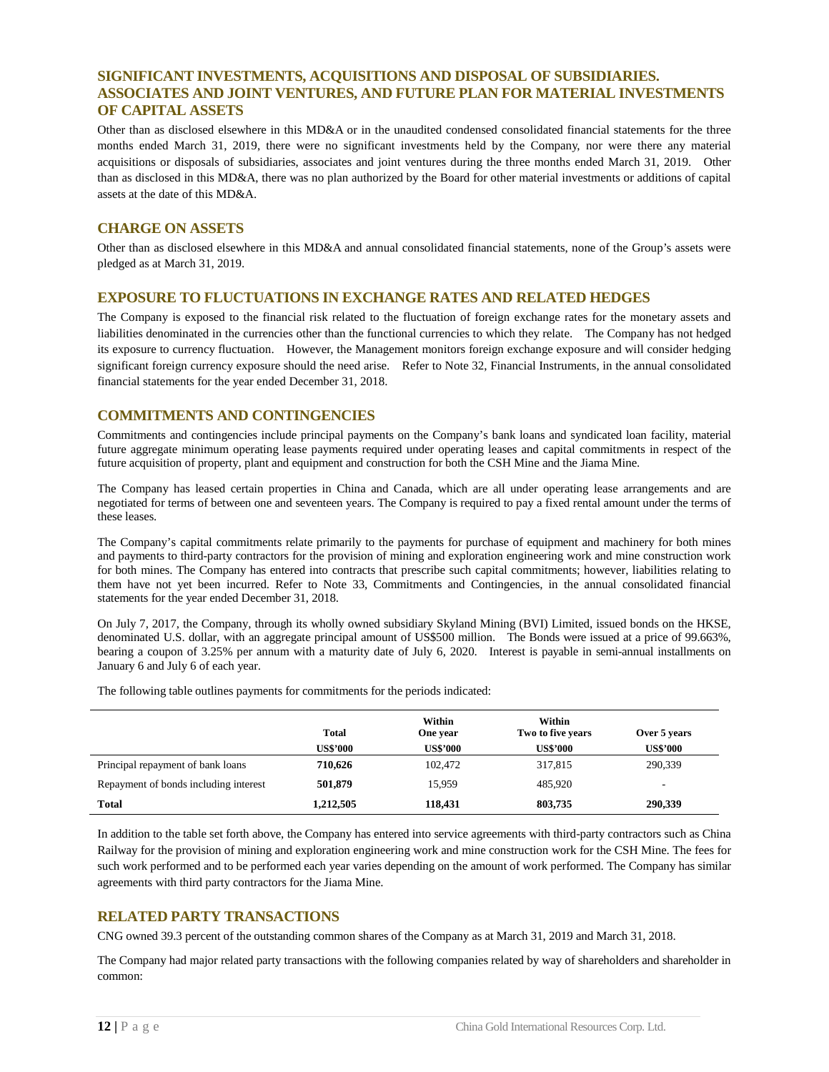## SIGNIFICANT INVESTMENTS, ACQUISITIONS AND DISPOSAL OF SUBSIDIARIES. ASSOCIATES AND JOINT VENTURES, AND FUTURE PLAN FOR MATERIAL INVESTMENTS OF CAPITAL ASSETS

Other than as disclosed elsewhere in this MD&A or in the unaudited condensed consolidated financial statements for the three months ended March 31, 2019, there were no significant investments held by the Company, nor were there any material acquisitions or disposals of subsidiaries, associates and joint ventures during the three months ended March 31, 2019. Other than as disclosed in this MD&A, there was no plan authorized by the Board for other material investments or additions of capital assets at the date of this MD&A.

## CHARGE ON ASSETS

Other than as disclosed elsewhere in this MD&A and annual consolidated financial statements, none of the Group's assets were pledged as at March 31, 2019.

## EXPOSURE TO FLUCTUATIONS IN EXCHANGE RATES AND RELATED HEDGES

The Company is exposed to the financial risk related to the fluctuation of foreign exchange rates for the monetary assets and liabilities denominated in the currencies other than the functional currencies to which they relate. The Company has not hedged its exposure to currency fluctuation. However, the Management monitors foreign exchange exposure and will consider hedging significant foreign currency exposure should the need arise. Refer to Note 32, Financial Instruments, in the annual consolidated financial statements for the year ended December 31, 2018.

## COMMITMENTS AND CONTINGENCIES

Commitments and contingencies include principal payments on the Company's bank loans and syndicated loan facility, material future aggregate minimum operating lease payments required under operating leases and capital commitments in respect of the future acquisition of property, plant and equipment and construction for both the CSH Mine and the Jiama Mine.

The Company has leased certain properties in China and Canada, which are all under operating lease arrangements and are negotiated for terms of between one and seventeen years. The Company is required to pay a fixed rental amount under the terms of these leases.

The Company's capital commitments relate primarily to the payments for purchase of equipment and machinery for both mines and payments to third-party contractors for the provision of mining and exploration engineering work and mine construction work for both mines. The Company has entered into contracts that prescribe such capital commitments; however, liabilities relating to them have not yet been incurred. Refer to Note 33, Commitments and Contingencies, in the annual consolidated financial statements for the year ended December 31, 2018.

On July 7, 2017, the Company, through its wholly owned subsidiary Skyland Mining (BVI) Limited, issued bonds on the HKSE, denominated U.S. dollar, with an aggregate principal amount of US$500 million. The Bonds were issued at a price of 99.663%, bearing a coupon of 3.25% per annum with a maturity date of July 6, 2020. Interest is payable in semi-annual installments on January 6 and July 6 of each year.

The following table outlines payments for commitments for the periods indicated:

| | Total | Within One year | Within Two to five years | Over 5 years |
|---|---|---|---|---|
| | US$'000 | US$'000 | US$'000 | US$'000 |
| Principal repayment of bank loans | **710,626** | 102,472 | 317,815 | 290,339 |
| Repayment of bonds including interest | **501,879** | 15,959 | 485,920 | - |
| **Total** | **1,212,505** | **118,431** | **803,735** | **290,339** |

In addition to the table set forth above, the Company has entered into service agreements with third-party contractors such as China Railway for the provision of mining and exploration engineering work and mine construction work for the CSH Mine. The fees for such work performed and to be performed each year varies depending on the amount of work performed. The Company has similar agreements with third party contractors for the Jiama Mine.

## RELATED PARTY TRANSACTIONS

CNG owned 39.3 percent of the outstanding common shares of the Company as at March 31, 2019 and March 31, 2018.

The Company had major related party transactions with the following companies related by way of shareholders and shareholder in common: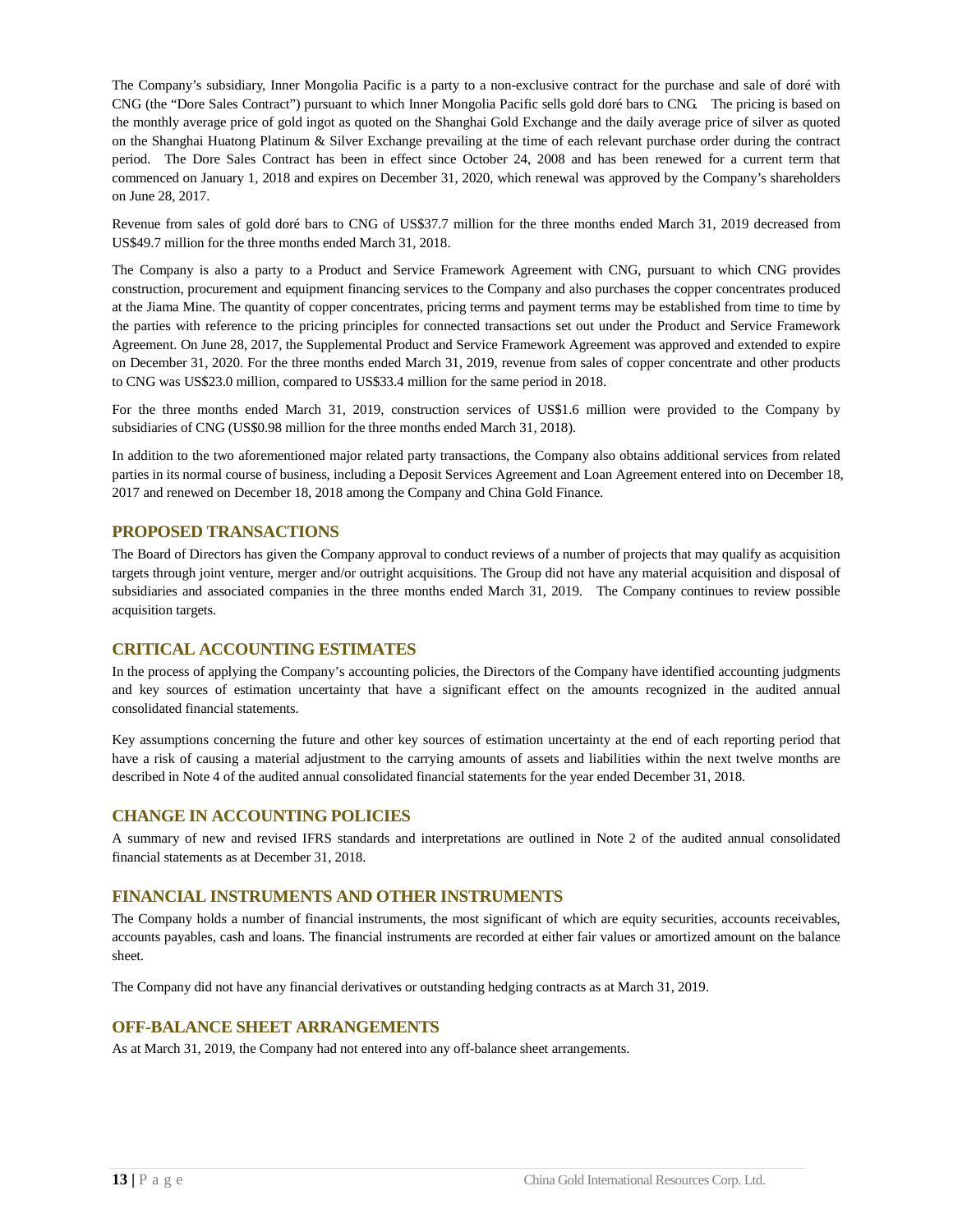The Company's subsidiary, Inner Mongolia Pacific is a party to a non-exclusive contract for the purchase and sale of doré with CNG (the "Dore Sales Contract") pursuant to which Inner Mongolia Pacific sells gold doré bars to CNG. The pricing is based on the monthly average price of gold ingot as quoted on the Shanghai Gold Exchange and the daily average price of silver as quoted on the Shanghai Huatong Platinum & Silver Exchange prevailing at the time of each relevant purchase order during the contract period. The Dore Sales Contract has been in effect since October 24, 2008 and has been renewed for a current term that commenced on January 1, 2018 and expires on December 31, 2020, which renewal was approved by the Company's shareholders on June 28, 2017.

Revenue from sales of gold doré bars to CNG of US$37.7 million for the three months ended March 31, 2019 decreased from US$49.7 million for the three months ended March 31, 2018.

The Company is also a party to a Product and Service Framework Agreement with CNG, pursuant to which CNG provides construction, procurement and equipment financing services to the Company and also purchases the copper concentrates produced at the Jiama Mine. The quantity of copper concentrates, pricing terms and payment terms may be established from time to time by the parties with reference to the pricing principles for connected transactions set out under the Product and Service Framework Agreement. On June 28, 2017, the Supplemental Product and Service Framework Agreement was approved and extended to expire on December 31, 2020. For the three months ended March 31, 2019, revenue from sales of copper concentrate and other products to CNG was US$23.0 million, compared to US$33.4 million for the same period in 2018.

For the three months ended March 31, 2019, construction services of US$1.6 million were provided to the Company by subsidiaries of CNG (US$0.98 million for the three months ended March 31, 2018).

In addition to the two aforementioned major related party transactions, the Company also obtains additional services from related parties in its normal course of business, including a Deposit Services Agreement and Loan Agreement entered into on December 18, 2017 and renewed on December 18, 2018 among the Company and China Gold Finance.

## PROPOSED TRANSACTIONS

The Board of Directors has given the Company approval to conduct reviews of a number of projects that may qualify as acquisition targets through joint venture, merger and/or outright acquisitions. The Group did not have any material acquisition and disposal of subsidiaries and associated companies in the three months ended March 31, 2019. The Company continues to review possible acquisition targets.

## CRITICAL ACCOUNTING ESTIMATES

In the process of applying the Company's accounting policies, the Directors of the Company have identified accounting judgments and key sources of estimation uncertainty that have a significant effect on the amounts recognized in the audited annual consolidated financial statements.

Key assumptions concerning the future and other key sources of estimation uncertainty at the end of each reporting period that have a risk of causing a material adjustment to the carrying amounts of assets and liabilities within the next twelve months are described in Note 4 of the audited annual consolidated financial statements for the year ended December 31, 2018.

## CHANGE IN ACCOUNTING POLICIES

A summary of new and revised IFRS standards and interpretations are outlined in Note 2 of the audited annual consolidated financial statements as at December 31, 2018.

## FINANCIAL INSTRUMENTS AND OTHER INSTRUMENTS

The Company holds a number of financial instruments, the most significant of which are equity securities, accounts receivables, accounts payables, cash and loans. The financial instruments are recorded at either fair values or amortized amount on the balance sheet.

The Company did not have any financial derivatives or outstanding hedging contracts as at March 31, 2019.

## OFF-BALANCE SHEET ARRANGEMENTS

As at March 31, 2019, the Company had not entered into any off-balance sheet arrangements.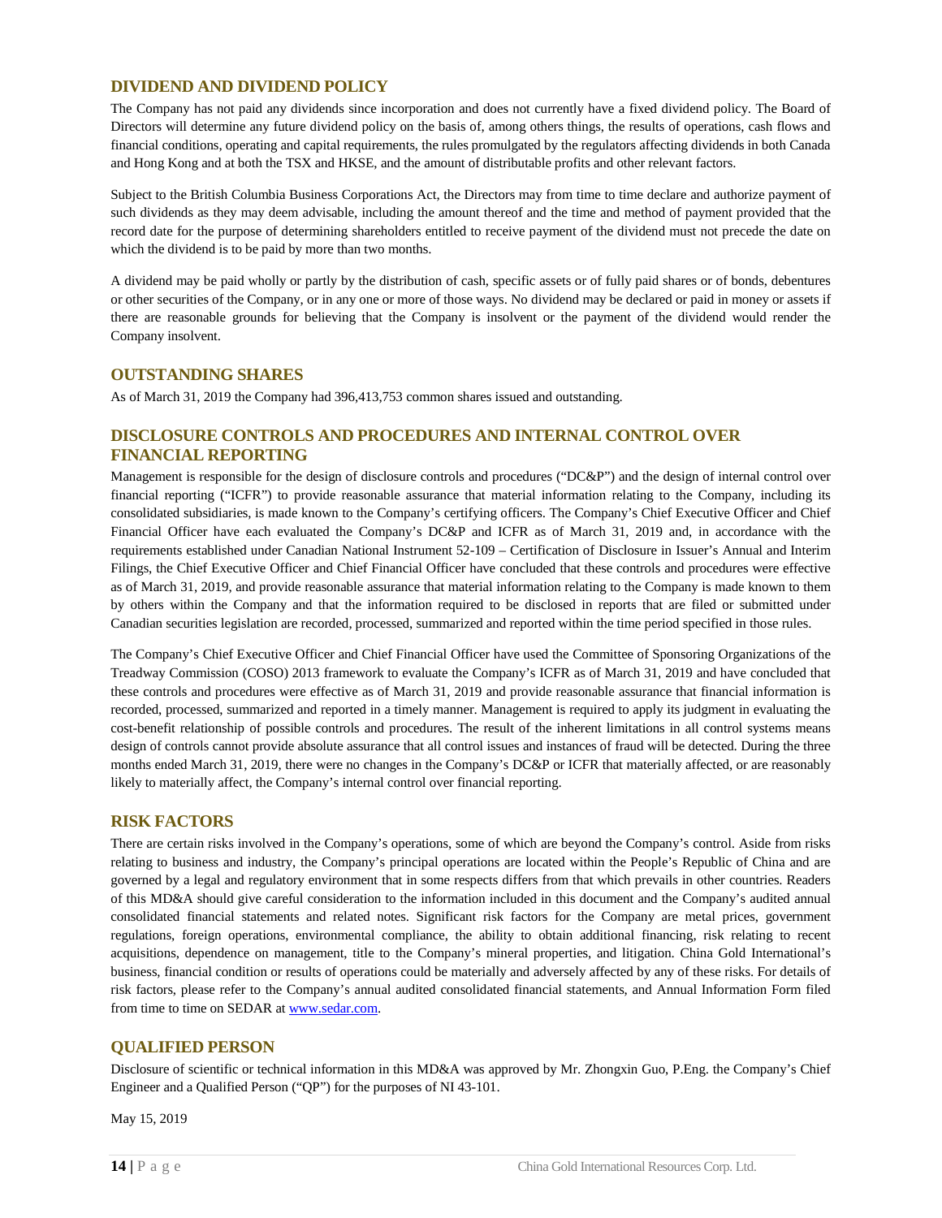## DIVIDEND AND DIVIDEND POLICY

The Company has not paid any dividends since incorporation and does not currently have a fixed dividend policy. The Board of Directors will determine any future dividend policy on the basis of, among others things, the results of operations, cash flows and financial conditions, operating and capital requirements, the rules promulgated by the regulators affecting dividends in both Canada and Hong Kong and at both the TSX and HKSE, and the amount of distributable profits and other relevant factors.

Subject to the British Columbia Business Corporations Act, the Directors may from time to time declare and authorize payment of such dividends as they may deem advisable, including the amount thereof and the time and method of payment provided that the record date for the purpose of determining shareholders entitled to receive payment of the dividend must not precede the date on which the dividend is to be paid by more than two months.

A dividend may be paid wholly or partly by the distribution of cash, specific assets or of fully paid shares or of bonds, debentures or other securities of the Company, or in any one or more of those ways. No dividend may be declared or paid in money or assets if there are reasonable grounds for believing that the Company is insolvent or the payment of the dividend would render the Company insolvent.

## OUTSTANDING SHARES

As of March 31, 2019 the Company had 396,413,753 common shares issued and outstanding.

## DISCLOSURE CONTROLS AND PROCEDURES AND INTERNAL CONTROL OVER FINANCIAL REPORTING

Management is responsible for the design of disclosure controls and procedures ("DC&P") and the design of internal control over financial reporting ("ICFR") to provide reasonable assurance that material information relating to the Company, including its consolidated subsidiaries, is made known to the Company's certifying officers. The Company's Chief Executive Officer and Chief Financial Officer have each evaluated the Company's DC&P and ICFR as of March 31, 2019 and, in accordance with the requirements established under Canadian National Instrument 52-109 – Certification of Disclosure in Issuer's Annual and Interim Filings, the Chief Executive Officer and Chief Financial Officer have concluded that these controls and procedures were effective as of March 31, 2019, and provide reasonable assurance that material information relating to the Company is made known to them by others within the Company and that the information required to be disclosed in reports that are filed or submitted under Canadian securities legislation are recorded, processed, summarized and reported within the time period specified in those rules.

The Company's Chief Executive Officer and Chief Financial Officer have used the Committee of Sponsoring Organizations of the Treadway Commission (COSO) 2013 framework to evaluate the Company's ICFR as of March 31, 2019 and have concluded that these controls and procedures were effective as of March 31, 2019 and provide reasonable assurance that financial information is recorded, processed, summarized and reported in a timely manner. Management is required to apply its judgment in evaluating the cost-benefit relationship of possible controls and procedures. The result of the inherent limitations in all control systems means design of controls cannot provide absolute assurance that all control issues and instances of fraud will be detected. During the three months ended March 31, 2019, there were no changes in the Company's DC&P or ICFR that materially affected, or are reasonably likely to materially affect, the Company's internal control over financial reporting.

## RISK FACTORS

There are certain risks involved in the Company's operations, some of which are beyond the Company's control. Aside from risks relating to business and industry, the Company's principal operations are located within the People's Republic of China and are governed by a legal and regulatory environment that in some respects differs from that which prevails in other countries. Readers of this MD&A should give careful consideration to the information included in this document and the Company's audited annual consolidated financial statements and related notes. Significant risk factors for the Company are metal prices, government regulations, foreign operations, environmental compliance, the ability to obtain additional financing, risk relating to recent acquisitions, dependence on management, title to the Company's mineral properties, and litigation. China Gold International's business, financial condition or results of operations could be materially and adversely affected by any of these risks. For details of risk factors, please refer to the Company's annual audited consolidated financial statements, and Annual Information Form filed from time to time on SEDAR at [www.sedar.com](http://www.sedar.com).

## QUALIFIED PERSON

Disclosure of scientific or technical information in this MD&A was approved by Mr. Zhongxin Guo, P.Eng. the Company's Chief Engineer and a Qualified Person ("QP") for the purposes of NI 43-101.

May 15, 2019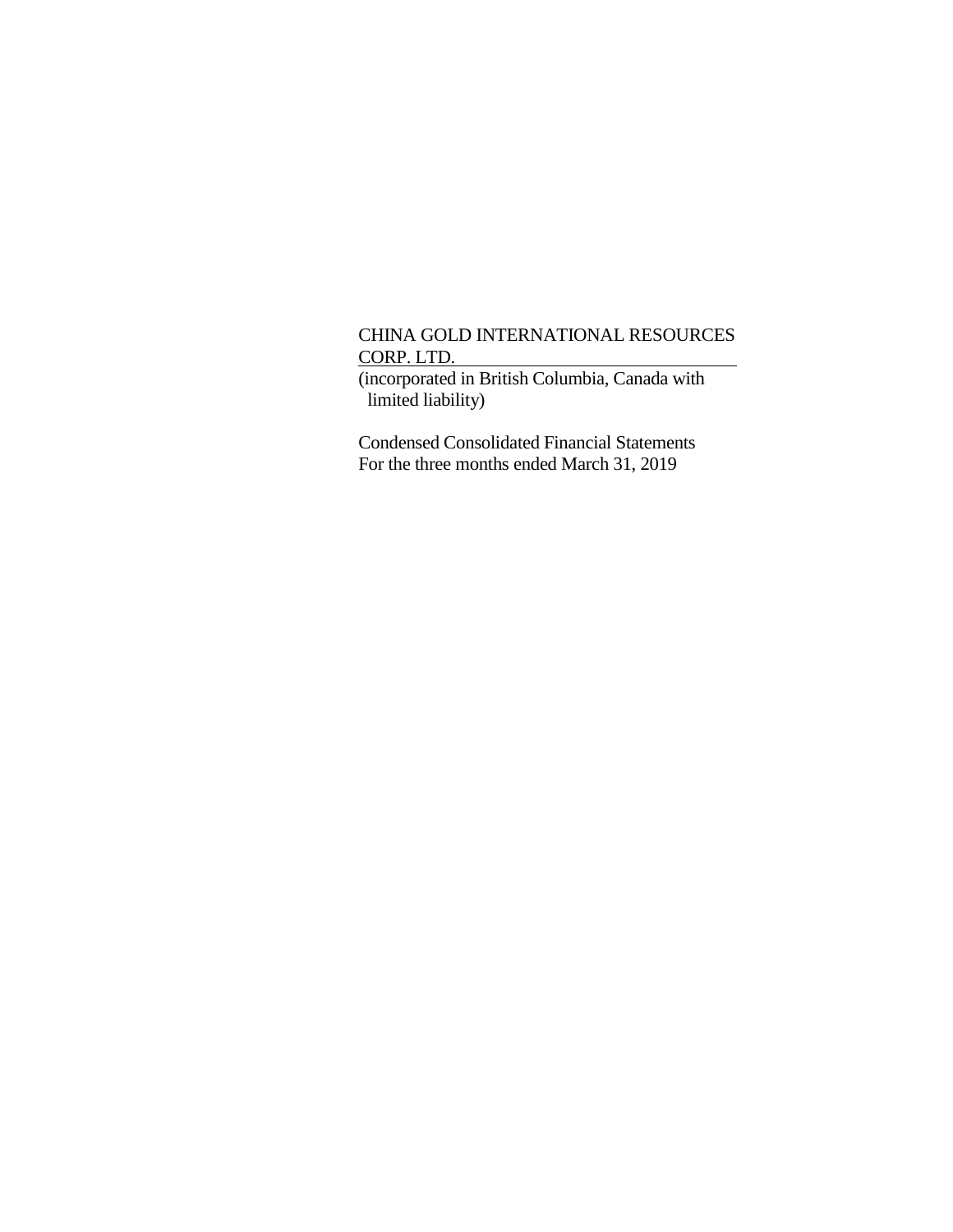CHINA GOLD INTERNATIONAL RESOURCES CORP. LTD.

(incorporated in British Columbia, Canada with limited liability)

Condensed Consolidated Financial Statements
For the three months ended March 31, 2019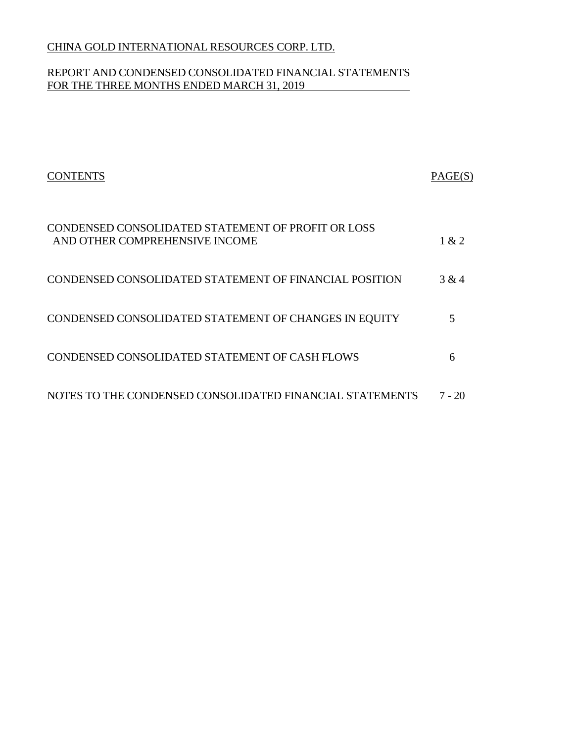CHINA GOLD INTERNATIONAL RESOURCES CORP. LTD.

REPORT AND CONDENSED CONSOLIDATED FINANCIAL STATEMENTS
FOR THE THREE MONTHS ENDED MARCH 31, 2019

| CONTENTS | PAGE(S) |
|---|---|
| CONDENSED CONSOLIDATED STATEMENT OF PROFIT OR LOSS AND OTHER COMPREHENSIVE INCOME | 1 & 2 |
| CONDENSED CONSOLIDATED STATEMENT OF FINANCIAL POSITION | 3 & 4 |
| CONDENSED CONSOLIDATED STATEMENT OF CHANGES IN EQUITY | 5 |
| CONDENSED CONSOLIDATED STATEMENT OF CASH FLOWS | 6 |
| NOTES TO THE CONDENSED CONSOLIDATED FINANCIAL STATEMENTS | 7 - 20 |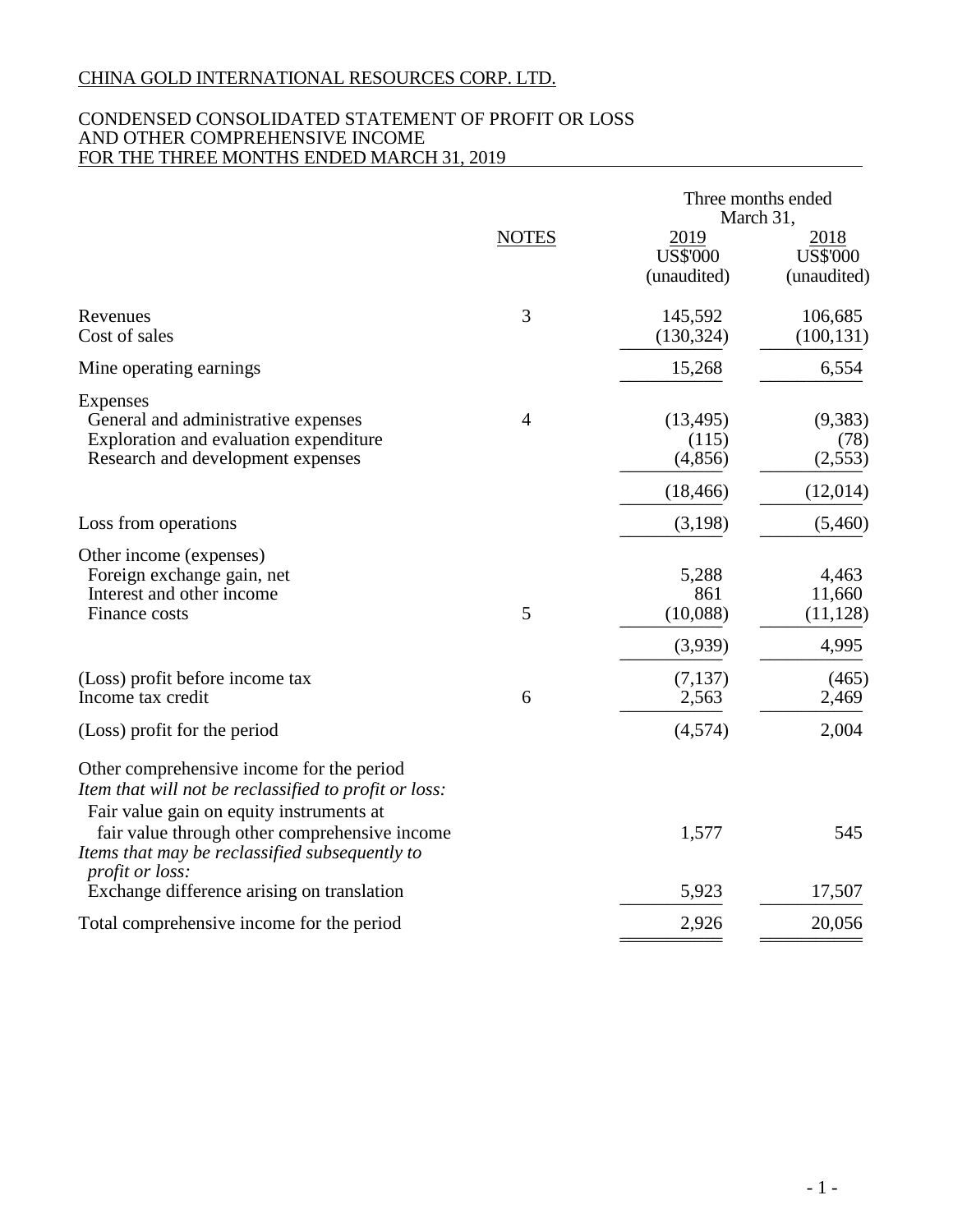CHINA GOLD INTERNATIONAL RESOURCES CORP. LTD.

CONDENSED CONSOLIDATED STATEMENT OF PROFIT OR LOSS
AND OTHER COMPREHENSIVE INCOME
FOR THE THREE MONTHS ENDED MARCH 31, 2019

| | NOTES | Three months ended March 31, 2019 US$'000 (unaudited) | Three months ended March 31, 2018 US$'000 (unaudited) |
|---|---|---|---|
| Revenues | 3 | 145,592 | 106,685 |
| Cost of sales | | (130,324) | (100,131) |
| Mine operating earnings | | 15,268 | 6,554 |
| Expenses | | | |
| General and administrative expenses | 4 | (13,495) | (9,383) |
| Exploration and evaluation expenditure | | (115) | (78) |
| Research and development expenses | | (4,856) | (2,553) |
| | | (18,466) | (12,014) |
| Loss from operations | | (3,198) | (5,460) |
| Other income (expenses) | | | |
| Foreign exchange gain, net | | 5,288 | 4,463 |
| Interest and other income | | 861 | 11,660 |
| Finance costs | 5 | (10,088) | (11,128) |
| | | (3,939) | 4,995 |
| (Loss) profit before income tax | | (7,137) | (465) |
| Income tax credit | 6 | 2,563 | 2,469 |
| (Loss) profit for the period | | (4,574) | 2,004 |
| Other comprehensive income for the period | | | |
| *Item that will not be reclassified to profit or loss:* | | | |
| Fair value gain on equity instruments at fair value through other comprehensive income | | 1,577 | 545 |
| *Items that may be reclassified subsequently to profit or loss:* | | | |
| Exchange difference arising on translation | | 5,923 | 17,507 |
| Total comprehensive income for the period | | 2,926 | 20,056 |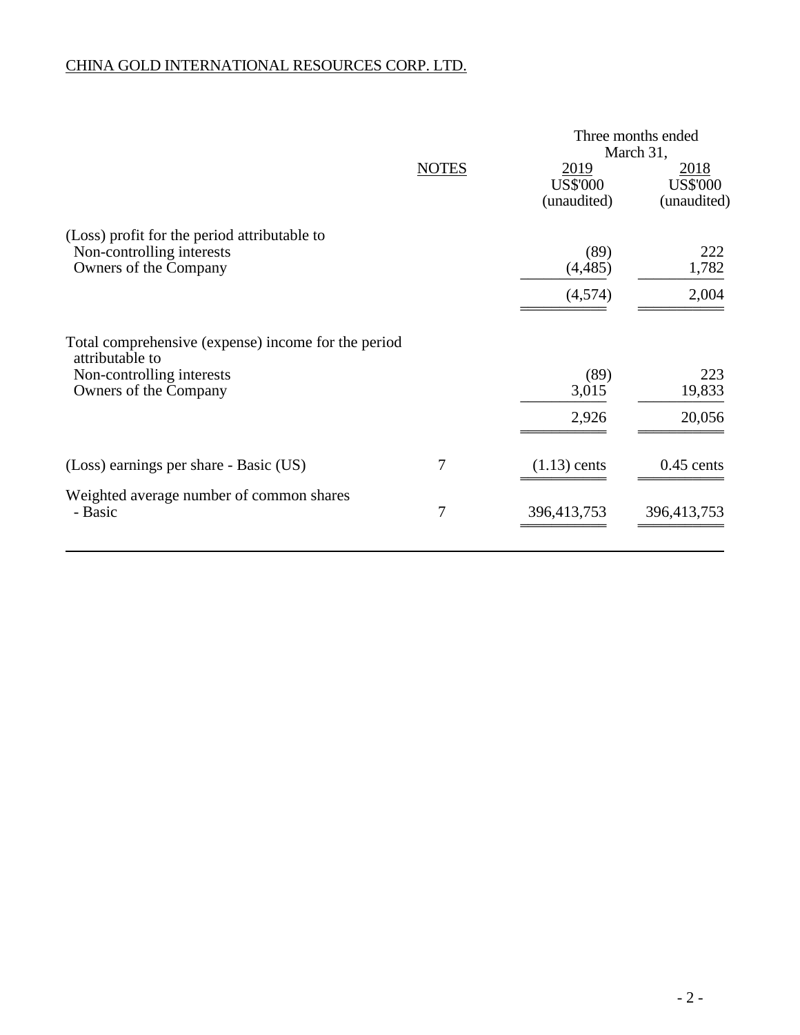CHINA GOLD INTERNATIONAL RESOURCES CORP. LTD.

| | NOTES | Three months ended March 31, 2019 US$'000 (unaudited) | 2018 US$'000 (unaudited) |
|---|---|---|---|
| (Loss) profit for the period attributable to | | | |
| Non-controlling interests | | (89) | 222 |
| Owners of the Company | | (4,485) | 1,782 |
| | | (4,574) | 2,004 |
| Total comprehensive (expense) income for the period attributable to | | | |
| Non-controlling interests | | (89) | 223 |
| Owners of the Company | | 3,015 | 19,833 |
| | | 2,926 | 20,056 |
| (Loss) earnings per share - Basic (US) | 7 | (1.13) cents | 0.45 cents |
| Weighted average number of common shares - Basic | 7 | 396,413,753 | 396,413,753 |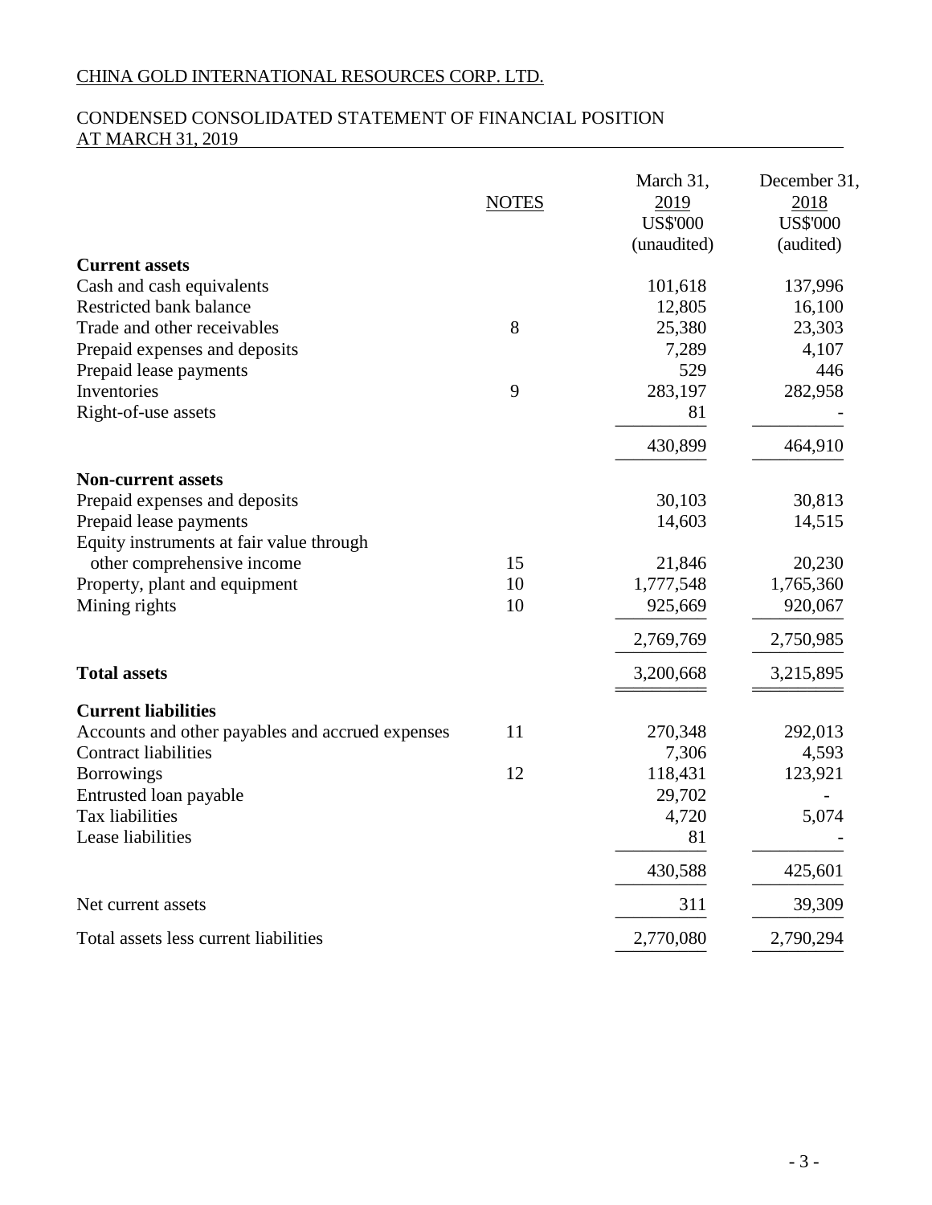CHINA GOLD INTERNATIONAL RESOURCES CORP. LTD.

CONDENSED CONSOLIDATED STATEMENT OF FINANCIAL POSITION
AT MARCH 31, 2019

| | NOTES | March 31, 2019 US$'000 (unaudited) | December 31, 2018 US$'000 (audited) |
|---|---|---|---|
| **Current assets** | | | |
| Cash and cash equivalents | | 101,618 | 137,996 |
| Restricted bank balance | | 12,805 | 16,100 |
| Trade and other receivables | 8 | 25,380 | 23,303 |
| Prepaid expenses and deposits | | 7,289 | 4,107 |
| Prepaid lease payments | | 529 | 446 |
| Inventories | 9 | 283,197 | 282,958 |
| Right-of-use assets | | 81 | - |
| | | 430,899 | 464,910 |
| **Non-current assets** | | | |
| Prepaid expenses and deposits | | 30,103 | 30,813 |
| Prepaid lease payments | | 14,603 | 14,515 |
| Equity instruments at fair value through other comprehensive income | 15 | 21,846 | 20,230 |
| Property, plant and equipment | 10 | 1,777,548 | 1,765,360 |
| Mining rights | 10 | 925,669 | 920,067 |
| | | 2,769,769 | 2,750,985 |
| **Total assets** | | 3,200,668 | 3,215,895 |
| **Current liabilities** | | | |
| Accounts and other payables and accrued expenses | 11 | 270,348 | 292,013 |
| Contract liabilities | | 7,306 | 4,593 |
| Borrowings | 12 | 118,431 | 123,921 |
| Entrusted loan payable | | 29,702 | - |
| Tax liabilities | | 4,720 | 5,074 |
| Lease liabilities | | 81 | - |
| | | 430,588 | 425,601 |
| Net current assets | | 311 | 39,309 |
| Total assets less current liabilities | | 2,770,080 | 2,790,294 |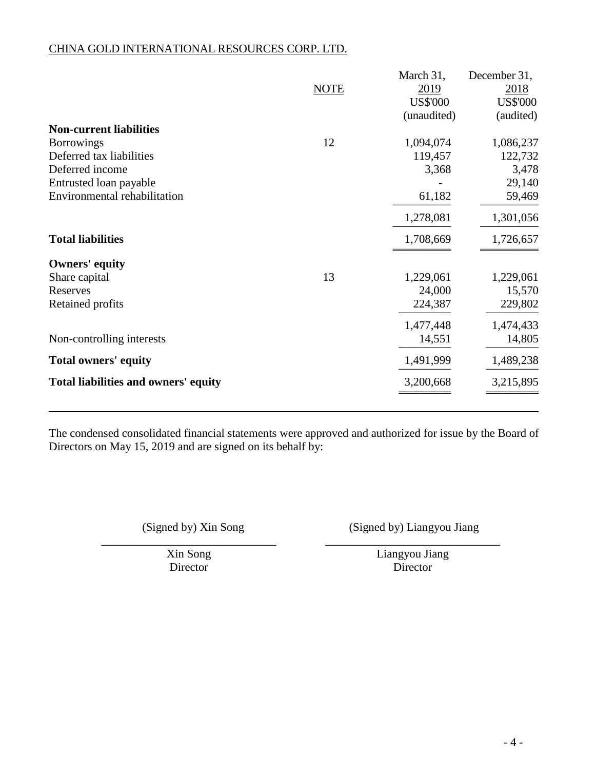CHINA GOLD INTERNATIONAL RESOURCES CORP. LTD.

| | NOTE | March 31, 2019 US$'000 (unaudited) | December 31, 2018 US$'000 (audited) |
|---|---|---|---|
| **Non-current liabilities** | | | |
| Borrowings | 12 | 1,094,074 | 1,086,237 |
| Deferred tax liabilities | | 119,457 | 122,732 |
| Deferred income | | 3,368 | 3,478 |
| Entrusted loan payable | | - | 29,140 |
| Environmental rehabilitation | | 61,182 | 59,469 |
| | | 1,278,081 | 1,301,056 |
| **Total liabilities** | | 1,708,669 | 1,726,657 |
| **Owners' equity** | | | |
| Share capital | 13 | 1,229,061 | 1,229,061 |
| Reserves | | 24,000 | 15,570 |
| Retained profits | | 224,387 | 229,802 |
| | | 1,477,448 | 1,474,433 |
| Non-controlling interests | | 14,551 | 14,805 |
| **Total owners' equity** | | 1,491,999 | 1,489,238 |
| **Total liabilities and owners' equity** | | 3,200,668 | 3,215,895 |

The condensed consolidated financial statements were approved and authorized for issue by the Board of Directors on May 15, 2019 and are signed on its behalf by:

(Signed by) Xin Song

Xin Song
Director

(Signed by) Liangyou Jiang

Liangyou Jiang
Director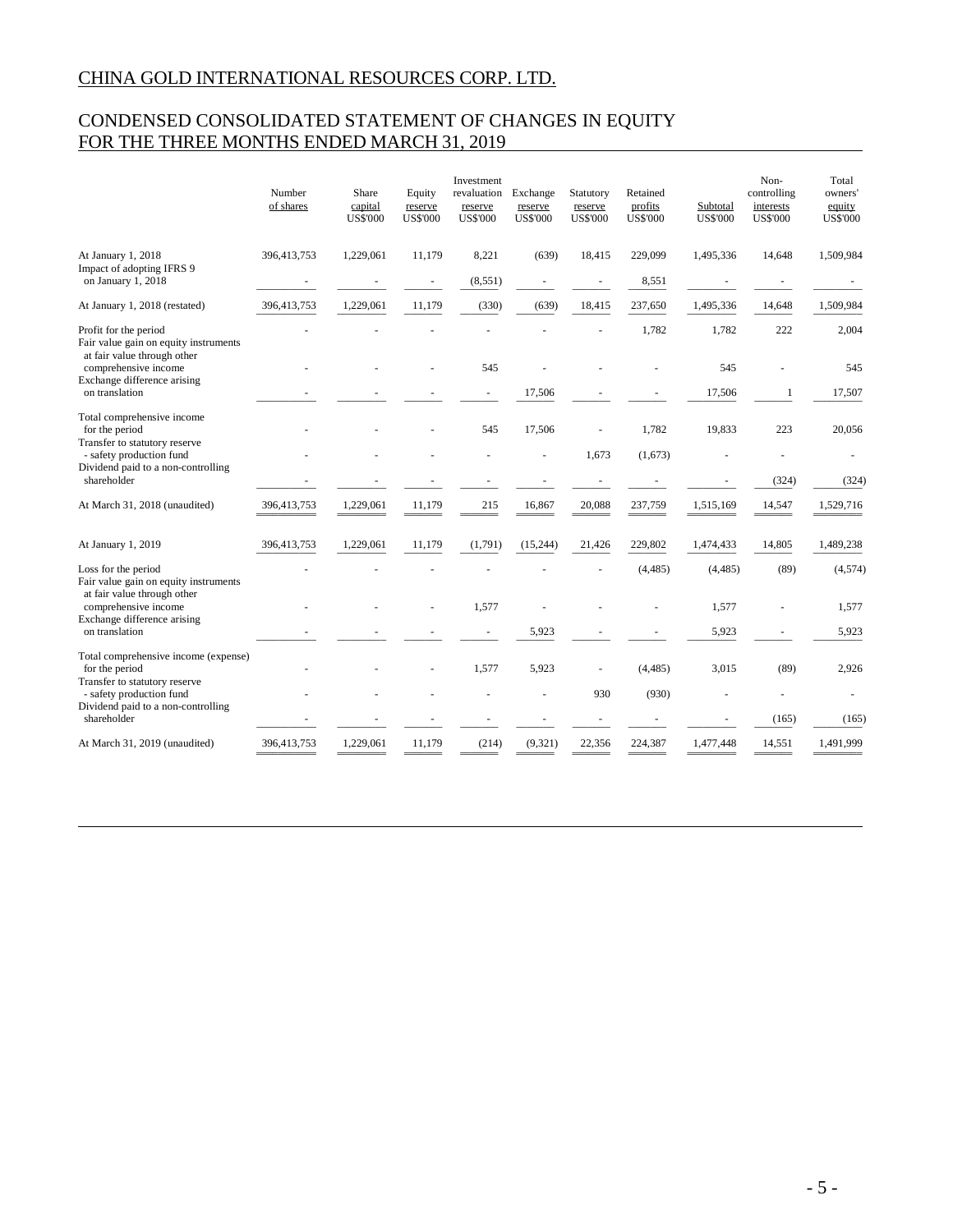CHINA GOLD INTERNATIONAL RESOURCES CORP. LTD.

# CONDENSED CONSOLIDATED STATEMENT OF CHANGES IN EQUITY FOR THE THREE MONTHS ENDED MARCH 31, 2019

| | Number of shares | Share capital US$'000 | Equity reserve US$'000 | Investment revaluation reserve US$'000 | Exchange reserve US$'000 | Statutory reserve US$'000 | Retained profits US$'000 | Subtotal US$'000 | Non-controlling interests US$'000 | Total owners' equity US$'000 |
|---|---|---|---|---|---|---|---|---|---|---|
| At January 1, 2018 | 396,413,753 | 1,229,061 | 11,179 | 8,221 | (639) | 18,415 | 229,099 | 1,495,336 | 14,648 | 1,509,984 |
| Impact of adopting IFRS 9 on January 1, 2018 | - | - | - | (8,551) | - | - | 8,551 | - | - | - |
| At January 1, 2018 (restated) | 396,413,753 | 1,229,061 | 11,179 | (330) | (639) | 18,415 | 237,650 | 1,495,336 | 14,648 | 1,509,984 |
| Profit for the period | - | - | - | - | - | - | 1,782 | 1,782 | 222 | 2,004 |
| Fair value gain on equity instruments at fair value through other comprehensive income | - | - | - | 545 | - | - | - | 545 | - | 545 |
| Exchange difference arising on translation | - | - | - | - | 17,506 | - | - | 17,506 | 1 | 17,507 |
| Total comprehensive income for the period | - | - | - | 545 | 17,506 | - | 1,782 | 19,833 | 223 | 20,056 |
| Transfer to statutory reserve - safety production fund | - | - | - | - | - | 1,673 | (1,673) | - | - | - |
| Dividend paid to a non-controlling shareholder | - | - | - | - | - | - | - | - | (324) | (324) |
| At March 31, 2018 (unaudited) | 396,413,753 | 1,229,061 | 11,179 | 215 | 16,867 | 20,088 | 237,759 | 1,515,169 | 14,547 | 1,529,716 |
| At January 1, 2019 | 396,413,753 | 1,229,061 | 11,179 | (1,791) | (15,244) | 21,426 | 229,802 | 1,474,433 | 14,805 | 1,489,238 |
| Loss for the period | - | - | - | - | - | - | (4,485) | (4,485) | (89) | (4,574) |
| Fair value gain on equity instruments at fair value through other comprehensive income | - | - | - | 1,577 | - | - | - | 1,577 | - | 1,577 |
| Exchange difference arising on translation | - | - | - | - | 5,923 | - | - | 5,923 | - | 5,923 |
| Total comprehensive income (expense) for the period | - | - | - | 1,577 | 5,923 | - | (4,485) | 3,015 | (89) | 2,926 |
| Transfer to statutory reserve - safety production fund | - | - | - | - | - | 930 | (930) | - | - | - |
| Dividend paid to a non-controlling shareholder | - | - | - | - | - | - | - | - | (165) | (165) |
| At March 31, 2019 (unaudited) | 396,413,753 | 1,229,061 | 11,179 | (214) | (9,321) | 22,356 | 224,387 | 1,477,448 | 14,551 | 1,491,999 |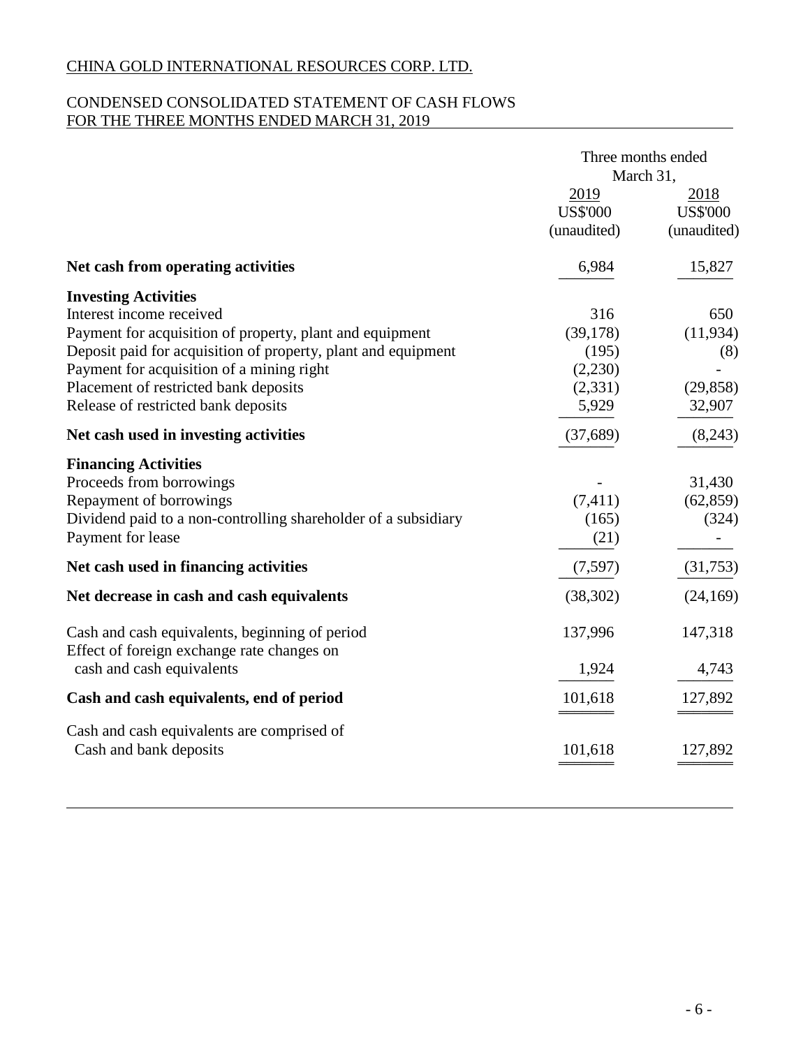CHINA GOLD INTERNATIONAL RESOURCES CORP. LTD.

CONDENSED CONSOLIDATED STATEMENT OF CASH FLOWS
FOR THE THREE MONTHS ENDED MARCH 31, 2019

| | Three months ended March 31, | |
|---|---|---|
| | 2019 | 2018 |
| | US$'000 | US$'000 |
| | (unaudited) | (unaudited) |
| **Net cash from operating activities** | 6,984 | 15,827 |
| **Investing Activities** | | |
| Interest income received | 316 | 650 |
| Payment for acquisition of property, plant and equipment | (39,178) | (11,934) |
| Deposit paid for acquisition of property, plant and equipment | (195) | (8) |
| Payment for acquisition of a mining right | (2,230) | - |
| Placement of restricted bank deposits | (2,331) | (29,858) |
| Release of restricted bank deposits | 5,929 | 32,907 |
| **Net cash used in investing activities** | (37,689) | (8,243) |
| **Financing Activities** | | |
| Proceeds from borrowings | - | 31,430 |
| Repayment of borrowings | (7,411) | (62,859) |
| Dividend paid to a non-controlling shareholder of a subsidiary | (165) | (324) |
| Payment for lease | (21) | - |
| **Net cash used in financing activities** | (7,597) | (31,753) |
| **Net decrease in cash and cash equivalents** | (38,302) | (24,169) |
| Cash and cash equivalents, beginning of period | 137,996 | 147,318 |
| Effect of foreign exchange rate changes on cash and cash equivalents | 1,924 | 4,743 |
| **Cash and cash equivalents, end of period** | 101,618 | 127,892 |
| Cash and cash equivalents are comprised of | | |
| Cash and bank deposits | 101,618 | 127,892 |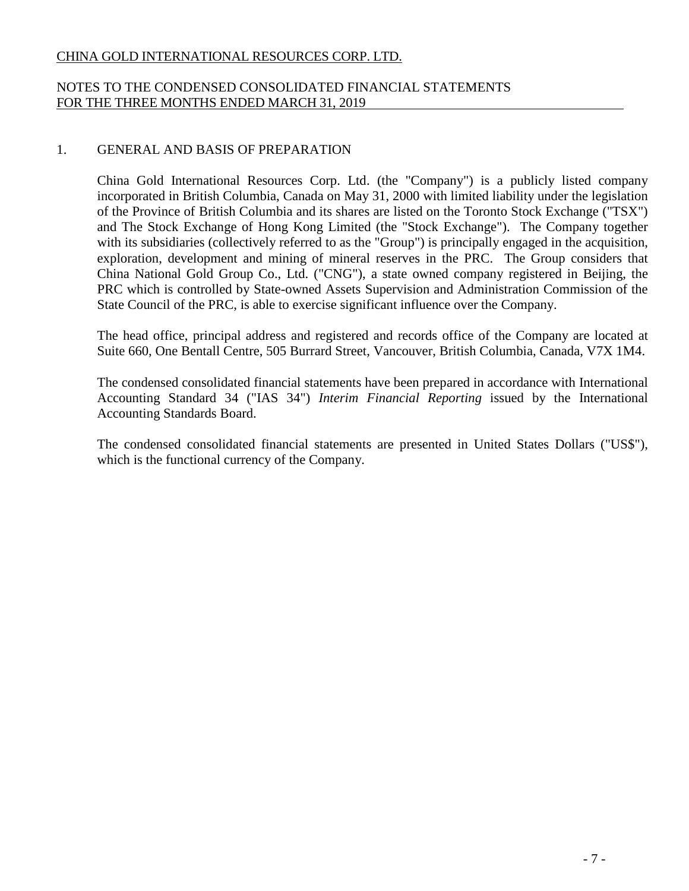CHINA GOLD INTERNATIONAL RESOURCES CORP. LTD.

NOTES TO THE CONDENSED CONSOLIDATED FINANCIAL STATEMENTS
FOR THE THREE MONTHS ENDED MARCH 31, 2019

## 1. GENERAL AND BASIS OF PREPARATION

China Gold International Resources Corp. Ltd. (the "Company") is a publicly listed company incorporated in British Columbia, Canada on May 31, 2000 with limited liability under the legislation of the Province of British Columbia and its shares are listed on the Toronto Stock Exchange ("TSX") and The Stock Exchange of Hong Kong Limited (the "Stock Exchange"). The Company together with its subsidiaries (collectively referred to as the "Group") is principally engaged in the acquisition, exploration, development and mining of mineral reserves in the PRC. The Group considers that China National Gold Group Co., Ltd. ("CNG"), a state owned company registered in Beijing, the PRC which is controlled by State-owned Assets Supervision and Administration Commission of the State Council of the PRC, is able to exercise significant influence over the Company.

The head office, principal address and registered and records office of the Company are located at Suite 660, One Bentall Centre, 505 Burrard Street, Vancouver, British Columbia, Canada, V7X 1M4.

The condensed consolidated financial statements have been prepared in accordance with International Accounting Standard 34 ("IAS 34") *Interim Financial Reporting* issued by the International Accounting Standards Board.

The condensed consolidated financial statements are presented in United States Dollars ("US$"), which is the functional currency of the Company.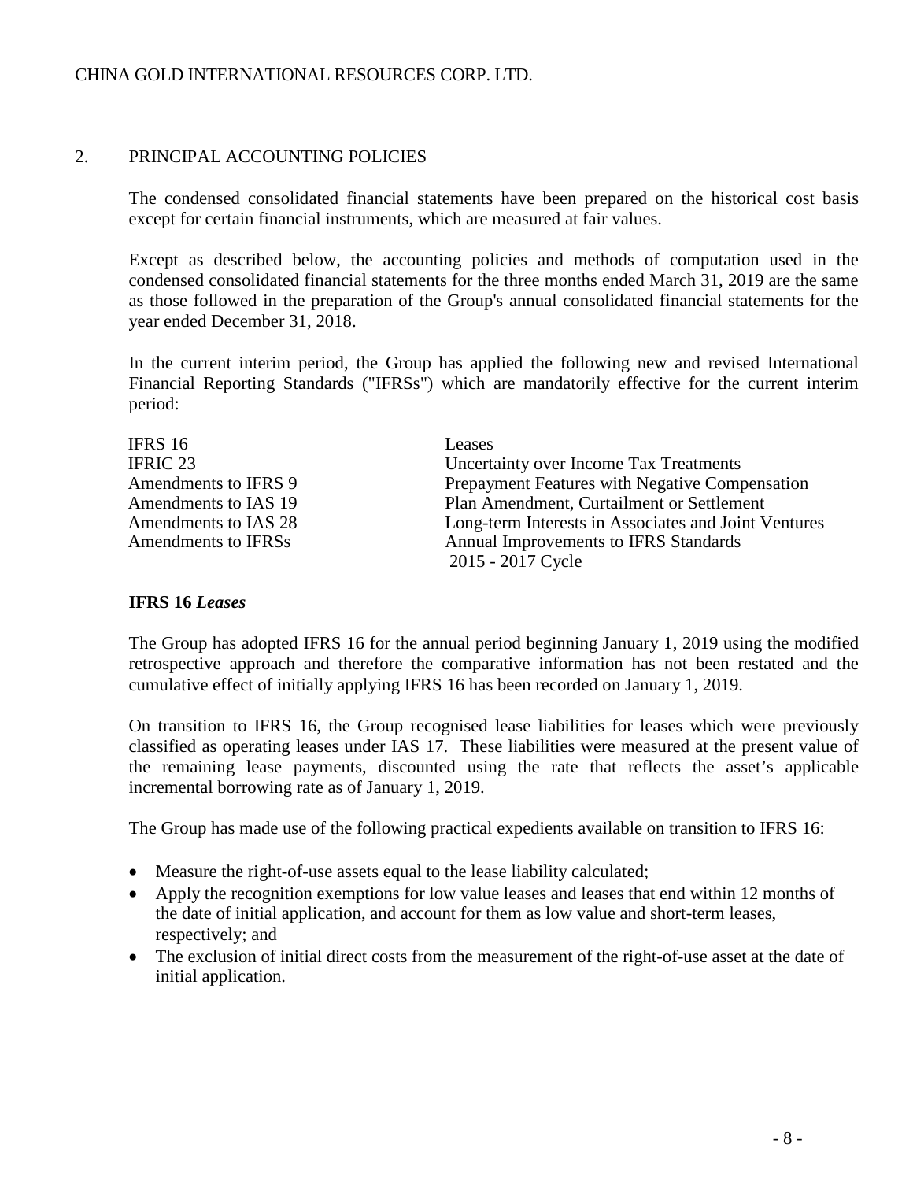## 2. PRINCIPAL ACCOUNTING POLICIES

The condensed consolidated financial statements have been prepared on the historical cost basis except for certain financial instruments, which are measured at fair values.

Except as described below, the accounting policies and methods of computation used in the condensed consolidated financial statements for the three months ended March 31, 2019 are the same as those followed in the preparation of the Group's annual consolidated financial statements for the year ended December 31, 2018.

In the current interim period, the Group has applied the following new and revised International Financial Reporting Standards ("IFRSs") which are mandatorily effective for the current interim period:

| | |
|---|---|
| IFRS 16 | Leases |
| IFRIC 23 | Uncertainty over Income Tax Treatments |
| Amendments to IFRS 9 | Prepayment Features with Negative Compensation |
| Amendments to IAS 19 | Plan Amendment, Curtailment or Settlement |
| Amendments to IAS 28 | Long-term Interests in Associates and Joint Ventures |
| Amendments to IFRSs | Annual Improvements to IFRS Standards 2015 - 2017 Cycle |

**IFRS 16 *Leases***

The Group has adopted IFRS 16 for the annual period beginning January 1, 2019 using the modified retrospective approach and therefore the comparative information has not been restated and the cumulative effect of initially applying IFRS 16 has been recorded on January 1, 2019.

On transition to IFRS 16, the Group recognised lease liabilities for leases which were previously classified as operating leases under IAS 17. These liabilities were measured at the present value of the remaining lease payments, discounted using the rate that reflects the asset's applicable incremental borrowing rate as of January 1, 2019.

The Group has made use of the following practical expedients available on transition to IFRS 16:

- Measure the right-of-use assets equal to the lease liability calculated;
- Apply the recognition exemptions for low value leases and leases that end within 12 months of the date of initial application, and account for them as low value and short-term leases, respectively; and
- The exclusion of initial direct costs from the measurement of the right-of-use asset at the date of initial application.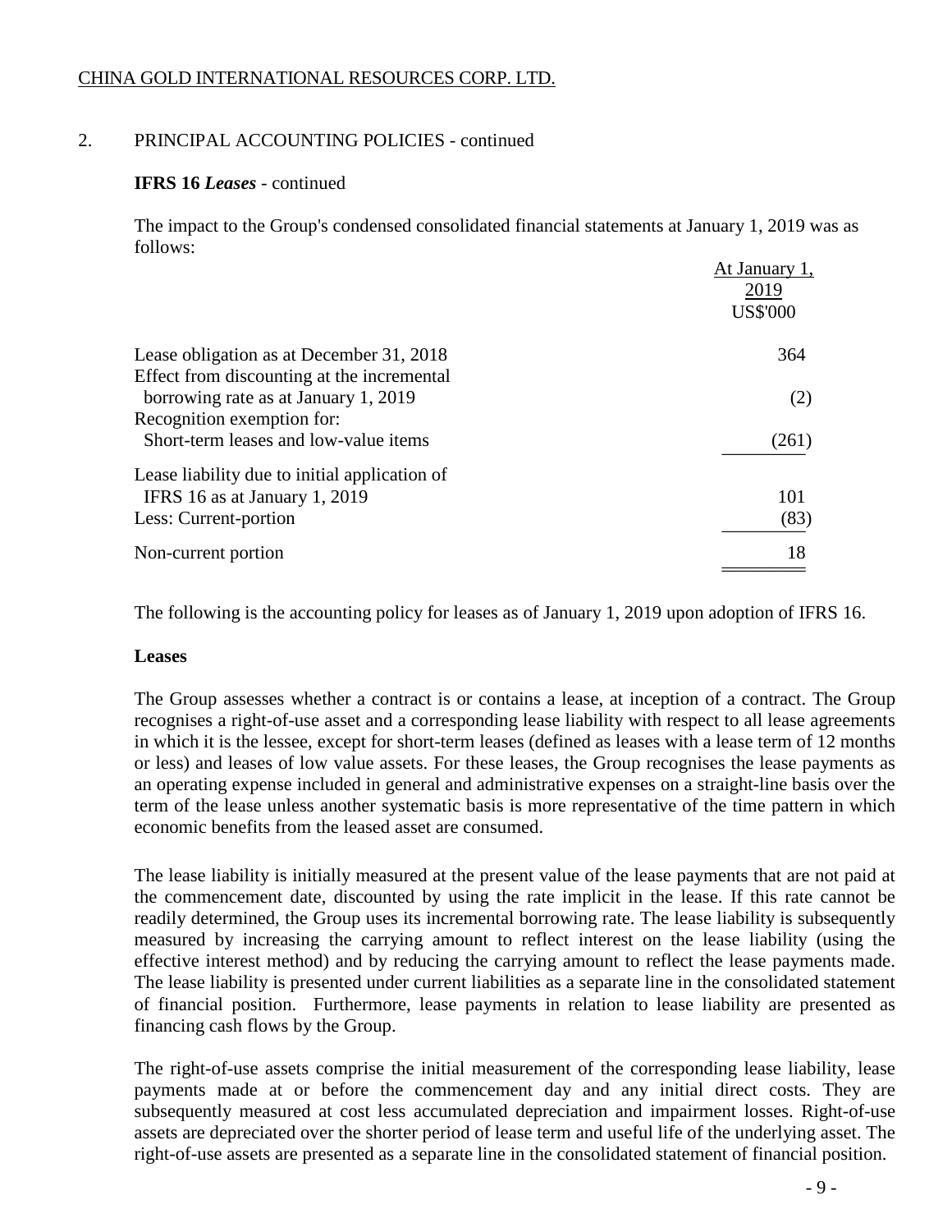CHINA GOLD INTERNATIONAL RESOURCES CORP. LTD.

## 2. PRINCIPAL ACCOUNTING POLICIES - continued

### IFRS 16 *Leases* - continued

The impact to the Group's condensed consolidated financial statements at January 1, 2019 was as follows:

| | At January 1, 2019 US$'000 |
|---|---|
| Lease obligation as at December 31, 2018 | 364 |
| Effect from discounting at the incremental borrowing rate as at January 1, 2019 | (2) |
| Recognition exemption for: Short-term leases and low-value items | (261) |
| Lease liability due to initial application of IFRS 16 as at January 1, 2019 | 101 |
| Less: Current-portion | (83) |
| Non-current portion | 18 |

The following is the accounting policy for leases as of January 1, 2019 upon adoption of IFRS 16.

### Leases

The Group assesses whether a contract is or contains a lease, at inception of a contract. The Group recognises a right-of-use asset and a corresponding lease liability with respect to all lease agreements in which it is the lessee, except for short-term leases (defined as leases with a lease term of 12 months or less) and leases of low value assets. For these leases, the Group recognises the lease payments as an operating expense included in general and administrative expenses on a straight-line basis over the term of the lease unless another systematic basis is more representative of the time pattern in which economic benefits from the leased asset are consumed.

The lease liability is initially measured at the present value of the lease payments that are not paid at the commencement date, discounted by using the rate implicit in the lease. If this rate cannot be readily determined, the Group uses its incremental borrowing rate. The lease liability is subsequently measured by increasing the carrying amount to reflect interest on the lease liability (using the effective interest method) and by reducing the carrying amount to reflect the lease payments made. The lease liability is presented under current liabilities as a separate line in the consolidated statement of financial position. Furthermore, lease payments in relation to lease liability are presented as financing cash flows by the Group.

The right-of-use assets comprise the initial measurement of the corresponding lease liability, lease payments made at or before the commencement day and any initial direct costs. They are subsequently measured at cost less accumulated depreciation and impairment losses. Right-of-use assets are depreciated over the shorter period of lease term and useful life of the underlying asset. The right-of-use assets are presented as a separate line in the consolidated statement of financial position.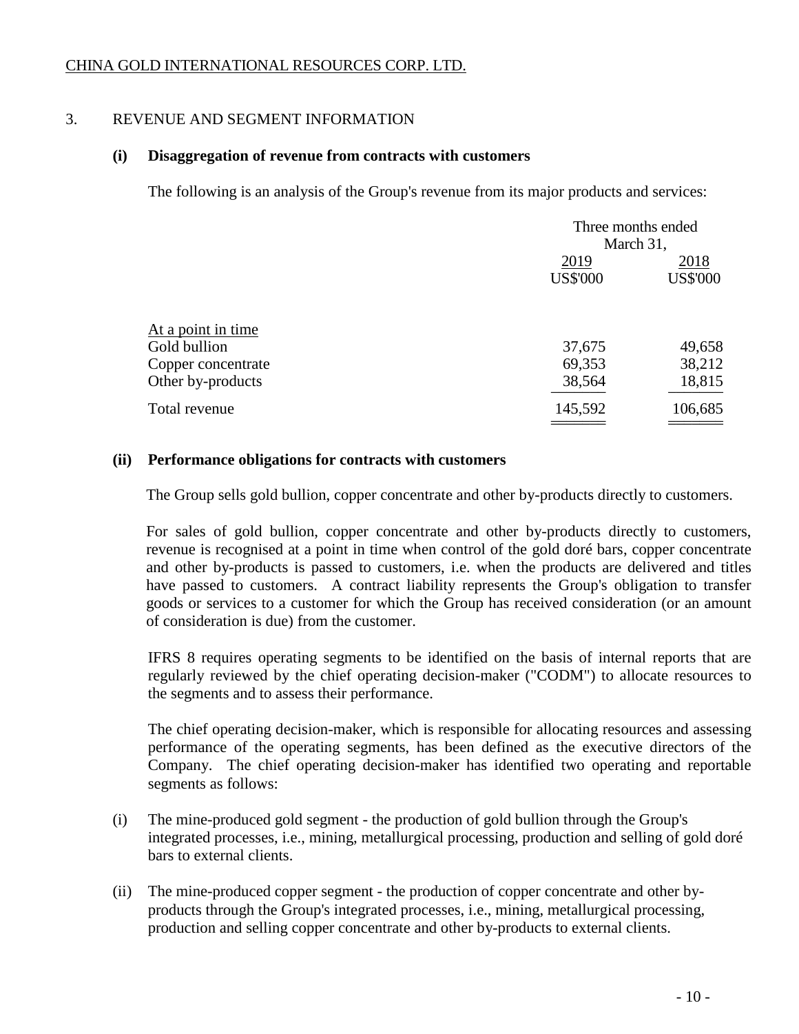CHINA GOLD INTERNATIONAL RESOURCES CORP. LTD.

## 3. REVENUE AND SEGMENT INFORMATION

### (i) Disaggregation of revenue from contracts with customers

The following is an analysis of the Group's revenue from its major products and services:

| | Three months ended March 31, | |
|---|---|---|
| | 2019 | 2018 |
| | US$'000 | US$'000 |
| At a point in time | | |
| Gold bullion | 37,675 | 49,658 |
| Copper concentrate | 69,353 | 38,212 |
| Other by-products | 38,564 | 18,815 |
| Total revenue | 145,592 | 106,685 |

### (ii) Performance obligations for contracts with customers

The Group sells gold bullion, copper concentrate and other by-products directly to customers.

For sales of gold bullion, copper concentrate and other by-products directly to customers, revenue is recognised at a point in time when control of the gold doré bars, copper concentrate and other by-products is passed to customers, i.e. when the products are delivered and titles have passed to customers. A contract liability represents the Group's obligation to transfer goods or services to a customer for which the Group has received consideration (or an amount of consideration is due) from the customer.

IFRS 8 requires operating segments to be identified on the basis of internal reports that are regularly reviewed by the chief operating decision-maker ("CODM") to allocate resources to the segments and to assess their performance.

The chief operating decision-maker, which is responsible for allocating resources and assessing performance of the operating segments, has been defined as the executive directors of the Company. The chief operating decision-maker has identified two operating and reportable segments as follows:

(i) The mine-produced gold segment - the production of gold bullion through the Group's integrated processes, i.e., mining, metallurgical processing, production and selling of gold doré bars to external clients.

(ii) The mine-produced copper segment - the production of copper concentrate and other by-products through the Group's integrated processes, i.e., mining, metallurgical processing, production and selling copper concentrate and other by-products to external clients.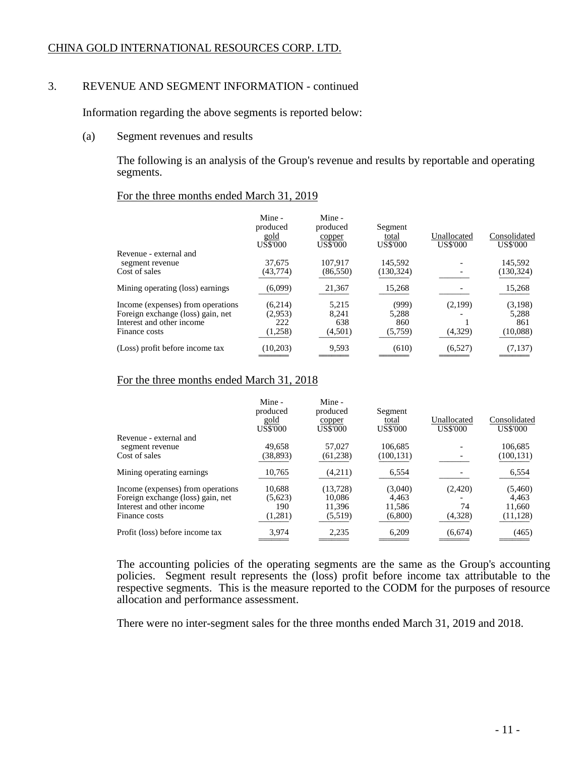CHINA GOLD INTERNATIONAL RESOURCES CORP. LTD.

## 3. REVENUE AND SEGMENT INFORMATION - continued

Information regarding the above segments is reported below:

### (a) Segment revenues and results

The following is an analysis of the Group's revenue and results by reportable and operating segments.

For the three months ended March 31, 2019

| | Mine - produced gold US$'000 | Mine - produced copper US$'000 | Segment total US$'000 | Unallocated US$'000 | Consolidated US$'000 |
|---|---|---|---|---|---|
| Revenue - external and segment revenue | 37,675 | 107,917 | 145,592 | - | 145,592 |
| Cost of sales | (43,774) | (86,550) | (130,324) | - | (130,324) |
| Mining operating (loss) earnings | (6,099) | 21,367 | 15,268 | - | 15,268 |
| Income (expenses) from operations | (6,214) | 5,215 | (999) | (2,199) | (3,198) |
| Foreign exchange (loss) gain, net | (2,953) | 8,241 | 5,288 | - | 5,288 |
| Interest and other income | 222 | 638 | 860 | 1 | 861 |
| Finance costs | (1,258) | (4,501) | (5,759) | (4,329) | (10,088) |
| (Loss) profit before income tax | (10,203) | 9,593 | (610) | (6,527) | (7,137) |

For the three months ended March 31, 2018

| | Mine - produced gold US$'000 | Mine - produced copper US$'000 | Segment total US$'000 | Unallocated US$'000 | Consolidated US$'000 |
|---|---|---|---|---|---|
| Revenue - external and segment revenue | 49,658 | 57,027 | 106,685 | - | 106,685 |
| Cost of sales | (38,893) | (61,238) | (100,131) | - | (100,131) |
| Mining operating earnings | 10,765 | (4,211) | 6,554 | - | 6,554 |
| Income (expenses) from operations | 10,688 | (13,728) | (3,040) | (2,420) | (5,460) |
| Foreign exchange (loss) gain, net | (5,623) | 10,086 | 4,463 | - | 4,463 |
| Interest and other income | 190 | 11,396 | 11,586 | 74 | 11,660 |
| Finance costs | (1,281) | (5,519) | (6,800) | (4,328) | (11,128) |
| Profit (loss) before income tax | 3,974 | 2,235 | 6,209 | (6,674) | (465) |

The accounting policies of the operating segments are the same as the Group's accounting policies. Segment result represents the (loss) profit before income tax attributable to the respective segments. This is the measure reported to the CODM for the purposes of resource allocation and performance assessment.

There were no inter-segment sales for the three months ended March 31, 2019 and 2018.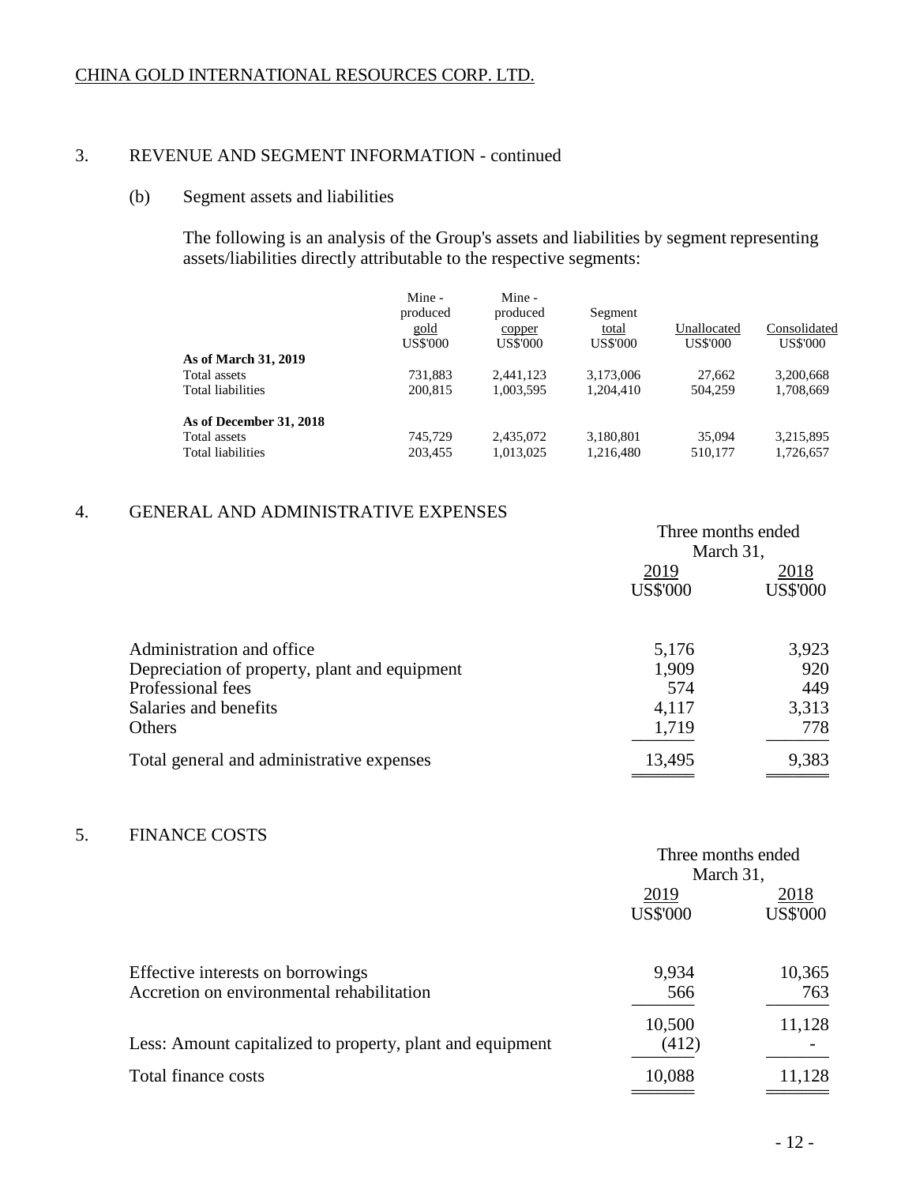CHINA GOLD INTERNATIONAL RESOURCES CORP. LTD.

## 3. REVENUE AND SEGMENT INFORMATION - continued

### (b) Segment assets and liabilities

The following is an analysis of the Group's assets and liabilities by segment representing assets/liabilities directly attributable to the respective segments:

| | Mine - produced gold US$'000 | Mine - produced copper US$'000 | Segment total US$'000 | Unallocated US$'000 | Consolidated US$'000 |
|---|---|---|---|---|---|
| **As of March 31, 2019** | | | | | |
| Total assets | 731,883 | 2,441,123 | 3,173,006 | 27,662 | 3,200,668 |
| Total liabilities | 200,815 | 1,003,595 | 1,204,410 | 504,259 | 1,708,669 |
| **As of December 31, 2018** | | | | | |
| Total assets | 745,729 | 2,435,072 | 3,180,801 | 35,094 | 3,215,895 |
| Total liabilities | 203,455 | 1,013,025 | 1,216,480 | 510,177 | 1,726,657 |

## 4. GENERAL AND ADMINISTRATIVE EXPENSES

| | Three months ended March 31, | |
|---|---|---|
| | 2019 US$'000 | 2018 US$'000 |
| Administration and office | 5,176 | 3,923 |
| Depreciation of property, plant and equipment | 1,909 | 920 |
| Professional fees | 574 | 449 |
| Salaries and benefits | 4,117 | 3,313 |
| Others | 1,719 | 778 |
| Total general and administrative expenses | 13,495 | 9,383 |

## 5. FINANCE COSTS

| | Three months ended March 31, | |
|---|---|---|
| | 2019 US$'000 | 2018 US$'000 |
| Effective interests on borrowings | 9,934 | 10,365 |
| Accretion on environmental rehabilitation | 566 | 763 |
| | 10,500 | 11,128 |
| Less: Amount capitalized to property, plant and equipment | (412) | - |
| Total finance costs | 10,088 | 11,128 |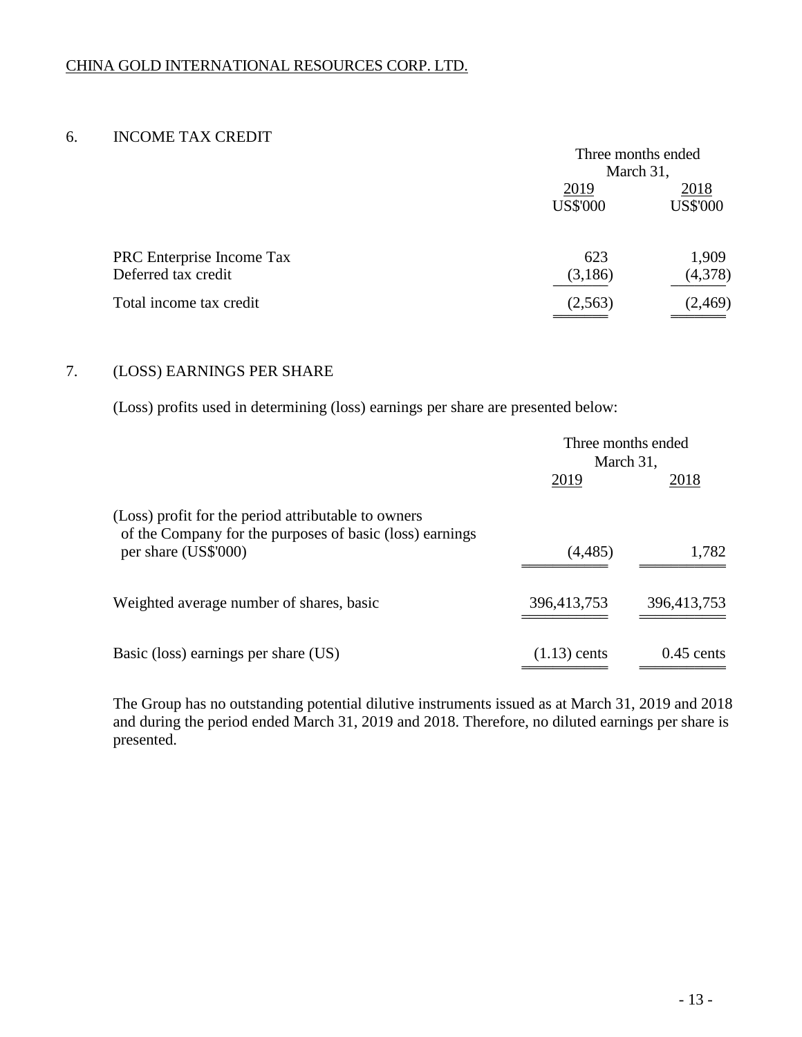## 6. INCOME TAX CREDIT

| | Three months ended March 31, | |
|---|---|---|
| | 2019 | 2018 |
| | US$'000 | US$'000 |
| PRC Enterprise Income Tax | 623 | 1,909 |
| Deferred tax credit | (3,186) | (4,378) |
| Total income tax credit | (2,563) | (2,469) |

## 7. (LOSS) EARNINGS PER SHARE

(Loss) profits used in determining (loss) earnings per share are presented below:

| | Three months ended March 31, | |
|---|---|---|
| | 2019 | 2018 |
| (Loss) profit for the period attributable to owners of the Company for the purposes of basic (loss) earnings per share (US$'000) | (4,485) | 1,782 |
| Weighted average number of shares, basic | 396,413,753 | 396,413,753 |
| Basic (loss) earnings per share (US) | (1.13) cents | 0.45 cents |

The Group has no outstanding potential dilutive instruments issued as at March 31, 2019 and 2018 and during the period ended March 31, 2019 and 2018. Therefore, no diluted earnings per share is presented.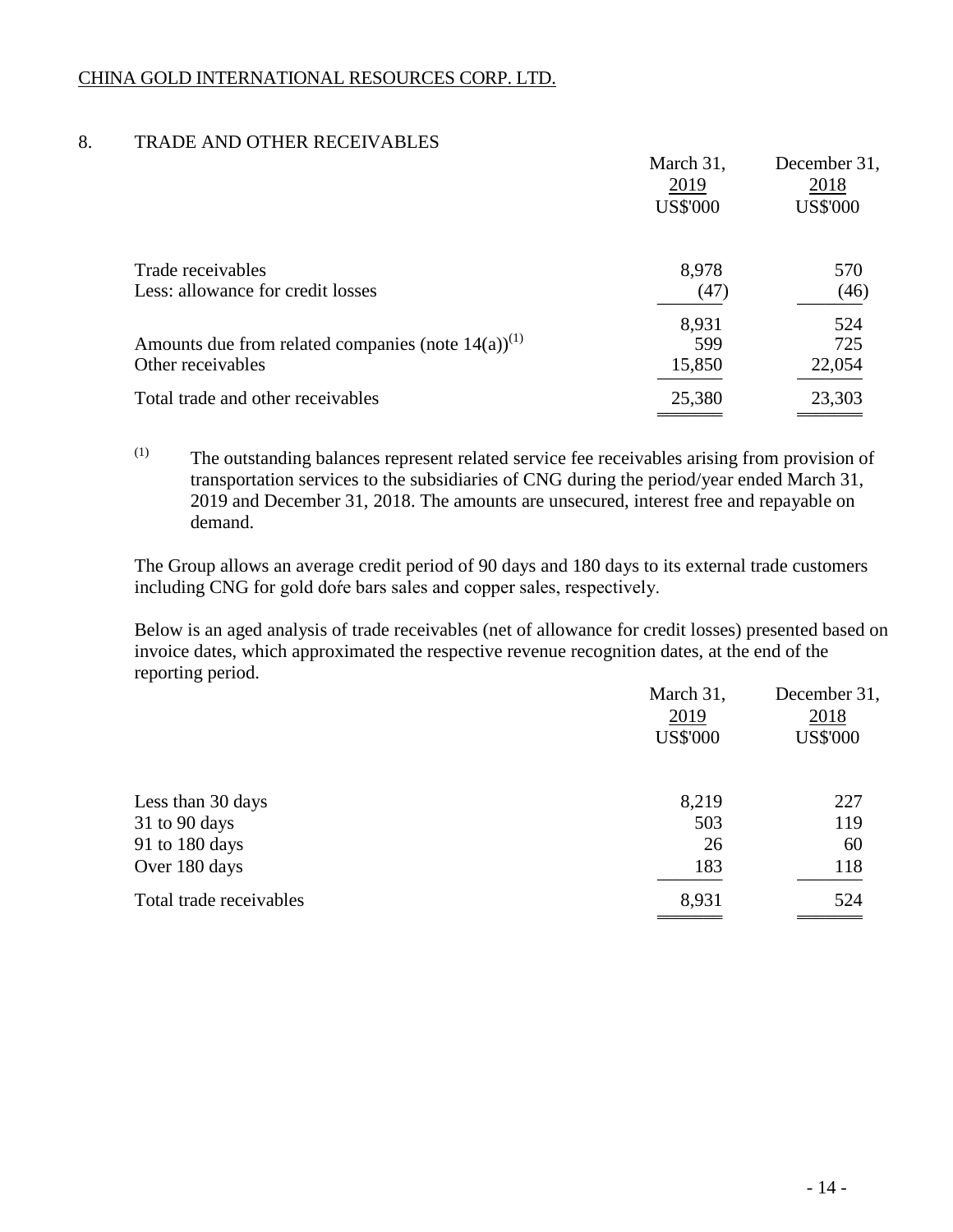## 8. TRADE AND OTHER RECEIVABLES

| | March 31, 2019 US$'000 | December 31, 2018 US$'000 |
|---|---|---|
| Trade receivables | 8,978 | 570 |
| Less: allowance for credit losses | (47) | (46) |
| | 8,931 | 524 |
| Amounts due from related companies (note 14(a))[(1)] | 599 | 725 |
| Other receivables | 15,850 | 22,054 |
| Total trade and other receivables | 25,380 | 23,303 |

[(1)] The outstanding balances represent related service fee receivables arising from provision of transportation services to the subsidiaries of CNG during the period/year ended March 31, 2019 and December 31, 2018. The amounts are unsecured, interest free and repayable on demand.

The Group allows an average credit period of 90 days and 180 days to its external trade customers including CNG for gold doŕe bars sales and copper sales, respectively.

Below is an aged analysis of trade receivables (net of allowance for credit losses) presented based on invoice dates, which approximated the respective revenue recognition dates, at the end of the reporting period.

| | March 31, 2019 US$'000 | December 31, 2018 US$'000 |
|---|---|---|
| Less than 30 days | 8,219 | 227 |
| 31 to 90 days | 503 | 119 |
| 91 to 180 days | 26 | 60 |
| Over 180 days | 183 | 118 |
| Total trade receivables | 8,931 | 524 |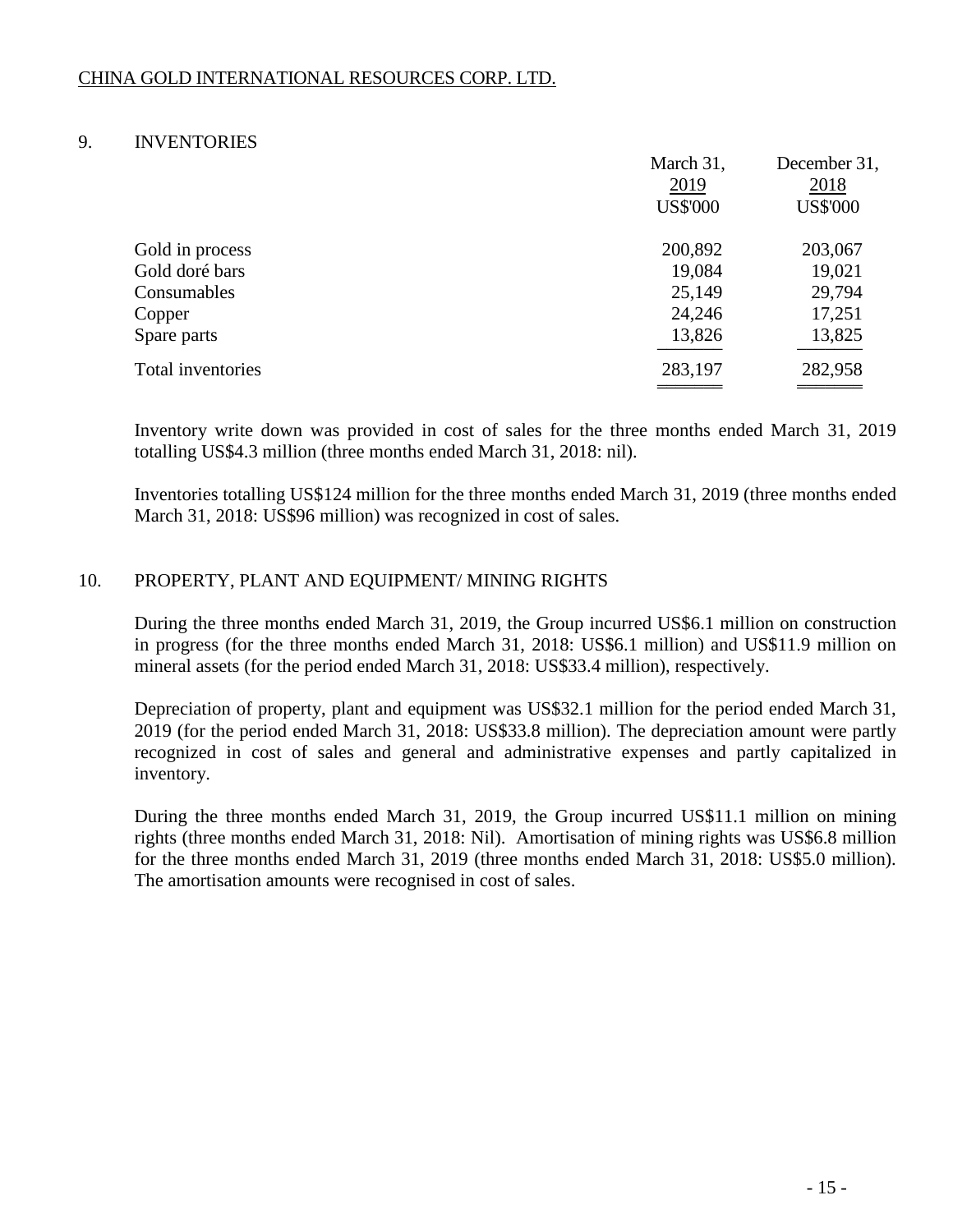CHINA GOLD INTERNATIONAL RESOURCES CORP. LTD.

## 9. INVENTORIES

| | March 31, 2019 US$'000 | December 31, 2018 US$'000 |
|---|---|---|
| Gold in process | 200,892 | 203,067 |
| Gold doré bars | 19,084 | 19,021 |
| Consumables | 25,149 | 29,794 |
| Copper | 24,246 | 17,251 |
| Spare parts | 13,826 | 13,825 |
| Total inventories | 283,197 | 282,958 |

Inventory write down was provided in cost of sales for the three months ended March 31, 2019 totalling US$4.3 million (three months ended March 31, 2018: nil).

Inventories totalling US$124 million for the three months ended March 31, 2019 (three months ended March 31, 2018: US$96 million) was recognized in cost of sales.

## 10. PROPERTY, PLANT AND EQUIPMENT/ MINING RIGHTS

During the three months ended March 31, 2019, the Group incurred US$6.1 million on construction in progress (for the three months ended March 31, 2018: US$6.1 million) and US$11.9 million on mineral assets (for the period ended March 31, 2018: US$33.4 million), respectively.

Depreciation of property, plant and equipment was US$32.1 million for the period ended March 31, 2019 (for the period ended March 31, 2018: US$33.8 million). The depreciation amount were partly recognized in cost of sales and general and administrative expenses and partly capitalized in inventory.

During the three months ended March 31, 2019, the Group incurred US$11.1 million on mining rights (three months ended March 31, 2018: Nil). Amortisation of mining rights was US$6.8 million for the three months ended March 31, 2019 (three months ended March 31, 2018: US$5.0 million). The amortisation amounts were recognised in cost of sales.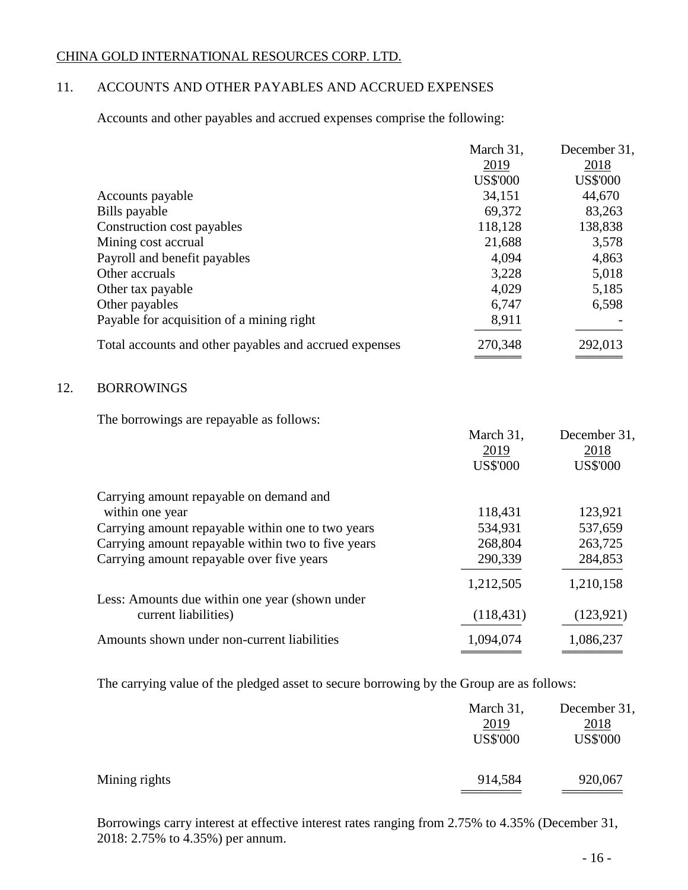CHINA GOLD INTERNATIONAL RESOURCES CORP. LTD.

## 11. ACCOUNTS AND OTHER PAYABLES AND ACCRUED EXPENSES

Accounts and other payables and accrued expenses comprise the following:

| | March 31, 2019 US$'000 | December 31, 2018 US$'000 |
|---|---|---|
| Accounts payable | 34,151 | 44,670 |
| Bills payable | 69,372 | 83,263 |
| Construction cost payables | 118,128 | 138,838 |
| Mining cost accrual | 21,688 | 3,578 |
| Payroll and benefit payables | 4,094 | 4,863 |
| Other accruals | 3,228 | 5,018 |
| Other tax payable | 4,029 | 5,185 |
| Other payables | 6,747 | 6,598 |
| Payable for acquisition of a mining right | 8,911 | - |
| Total accounts and other payables and accrued expenses | 270,348 | 292,013 |

## 12. BORROWINGS

The borrowings are repayable as follows:

| | March 31, 2019 US$'000 | December 31, 2018 US$'000 |
|---|---|---|
| Carrying amount repayable on demand and within one year | 118,431 | 123,921 |
| Carrying amount repayable within one to two years | 534,931 | 537,659 |
| Carrying amount repayable within two to five years | 268,804 | 263,725 |
| Carrying amount repayable over five years | 290,339 | 284,853 |
| | 1,212,505 | 1,210,158 |
| Less: Amounts due within one year (shown under current liabilities) | (118,431) | (123,921) |
| Amounts shown under non-current liabilities | 1,094,074 | 1,086,237 |

The carrying value of the pledged asset to secure borrowing by the Group are as follows:

| | March 31, 2019 US$'000 | December 31, 2018 US$'000 |
|---|---|---|
| Mining rights | 914,584 | 920,067 |

Borrowings carry interest at effective interest rates ranging from 2.75% to 4.35% (December 31, 2018: 2.75% to 4.35%) per annum.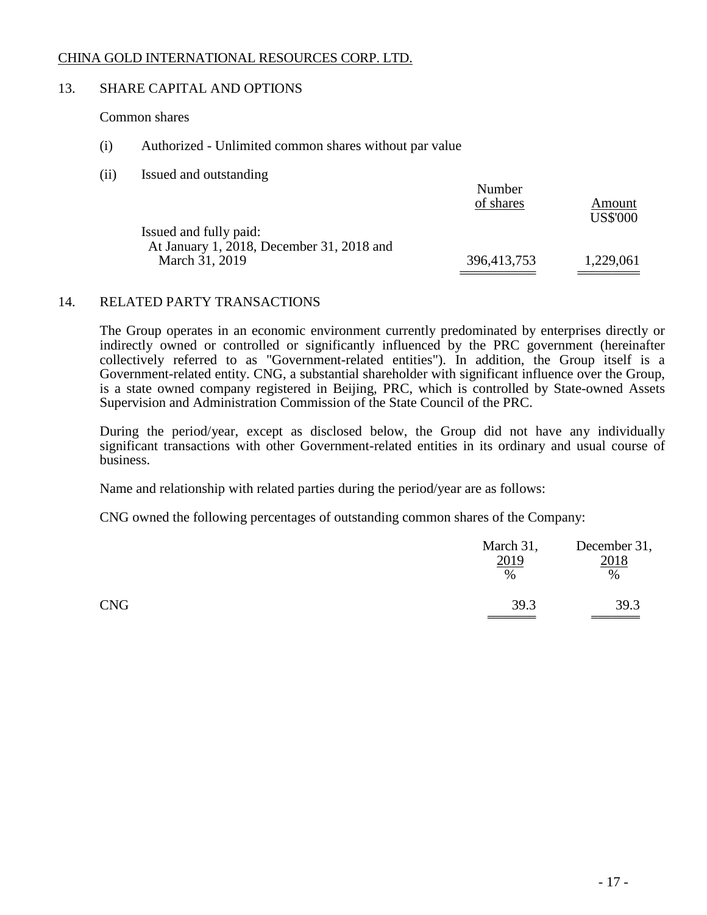CHINA GOLD INTERNATIONAL RESOURCES CORP. LTD.

## 13. SHARE CAPITAL AND OPTIONS

Common shares

(i) Authorized - Unlimited common shares without par value

(ii) Issued and outstanding

| | Number of shares | Amount US$'000 |
|---|---|---|
| Issued and fully paid: | | |
| At January 1, 2018, December 31, 2018 and March 31, 2019 | 396,413,753 | 1,229,061 |

## 14. RELATED PARTY TRANSACTIONS

The Group operates in an economic environment currently predominated by enterprises directly or indirectly owned or controlled or significantly influenced by the PRC government (hereinafter collectively referred to as "Government-related entities"). In addition, the Group itself is a Government-related entity. CNG, a substantial shareholder with significant influence over the Group, is a state owned company registered in Beijing, PRC, which is controlled by State-owned Assets Supervision and Administration Commission of the State Council of the PRC.

During the period/year, except as disclosed below, the Group did not have any individually significant transactions with other Government-related entities in its ordinary and usual course of business.

Name and relationship with related parties during the period/year are as follows:

CNG owned the following percentages of outstanding common shares of the Company:

| | March 31, 2019 % | December 31, 2018 % |
|---|---|---|
| CNG | 39.3 | 39.3 |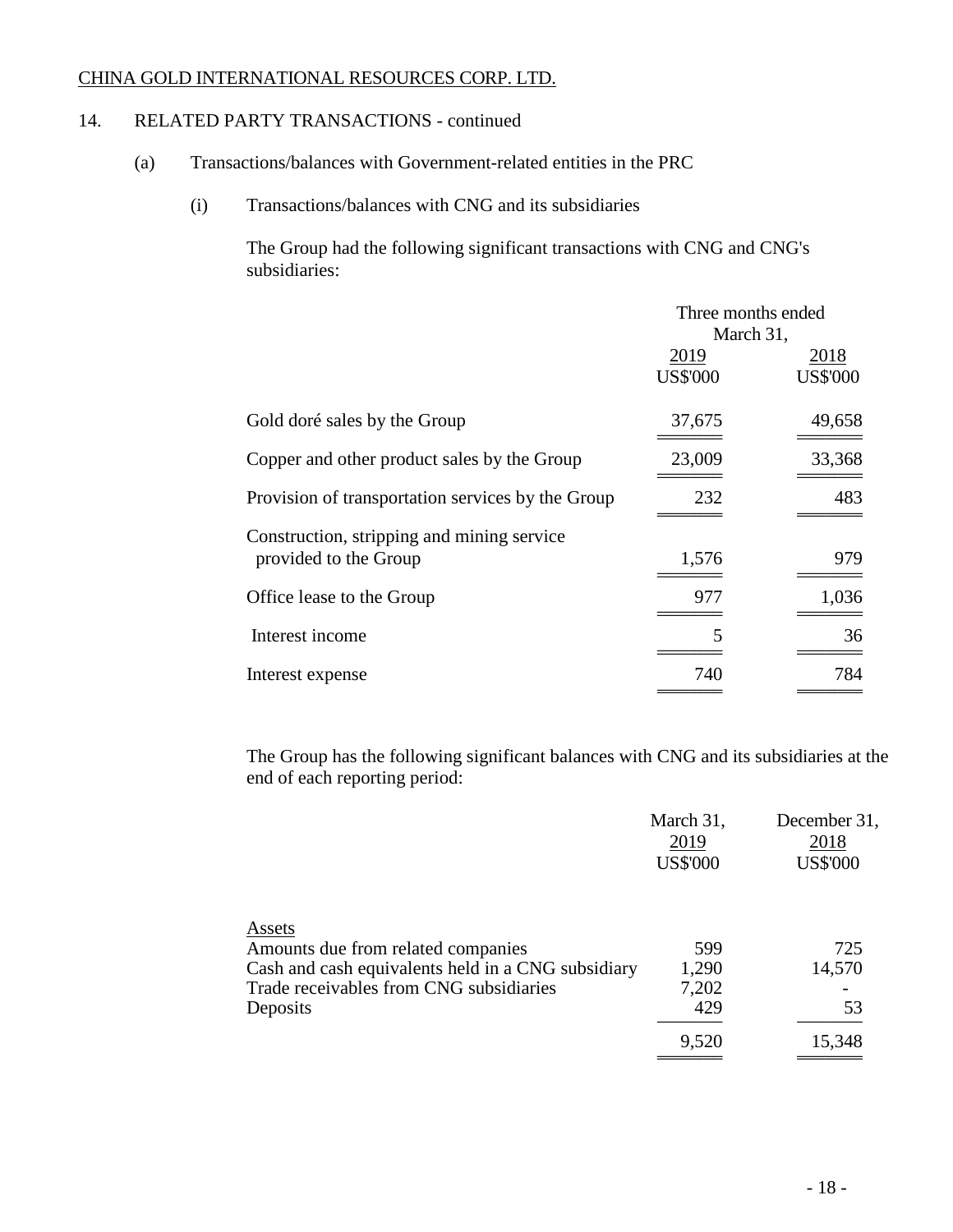CHINA GOLD INTERNATIONAL RESOURCES CORP. LTD.

14. RELATED PARTY TRANSACTIONS - continued

(a) Transactions/balances with Government-related entities in the PRC

(i) Transactions/balances with CNG and its subsidiaries

The Group had the following significant transactions with CNG and CNG's subsidiaries:

| | Three months ended March 31, | |
|---|---|---|
| | 2019 | 2018 |
| | US$'000 | US$'000 |
| Gold doré sales by the Group | 37,675 | 49,658 |
| Copper and other product sales by the Group | 23,009 | 33,368 |
| Provision of transportation services by the Group | 232 | 483 |
| Construction, stripping and mining service provided to the Group | 1,576 | 979 |
| Office lease to the Group | 977 | 1,036 |
| Interest income | 5 | 36 |
| Interest expense | 740 | 784 |

The Group has the following significant balances with CNG and its subsidiaries at the end of each reporting period:

| | March 31, 2019 | December 31, 2018 |
|---|---|---|
| | US$'000 | US$'000 |
| Assets | | |
| Amounts due from related companies | 599 | 725 |
| Cash and cash equivalents held in a CNG subsidiary | 1,290 | 14,570 |
| Trade receivables from CNG subsidiaries | 7,202 | - |
| Deposits | 429 | 53 |
| | 9,520 | 15,348 |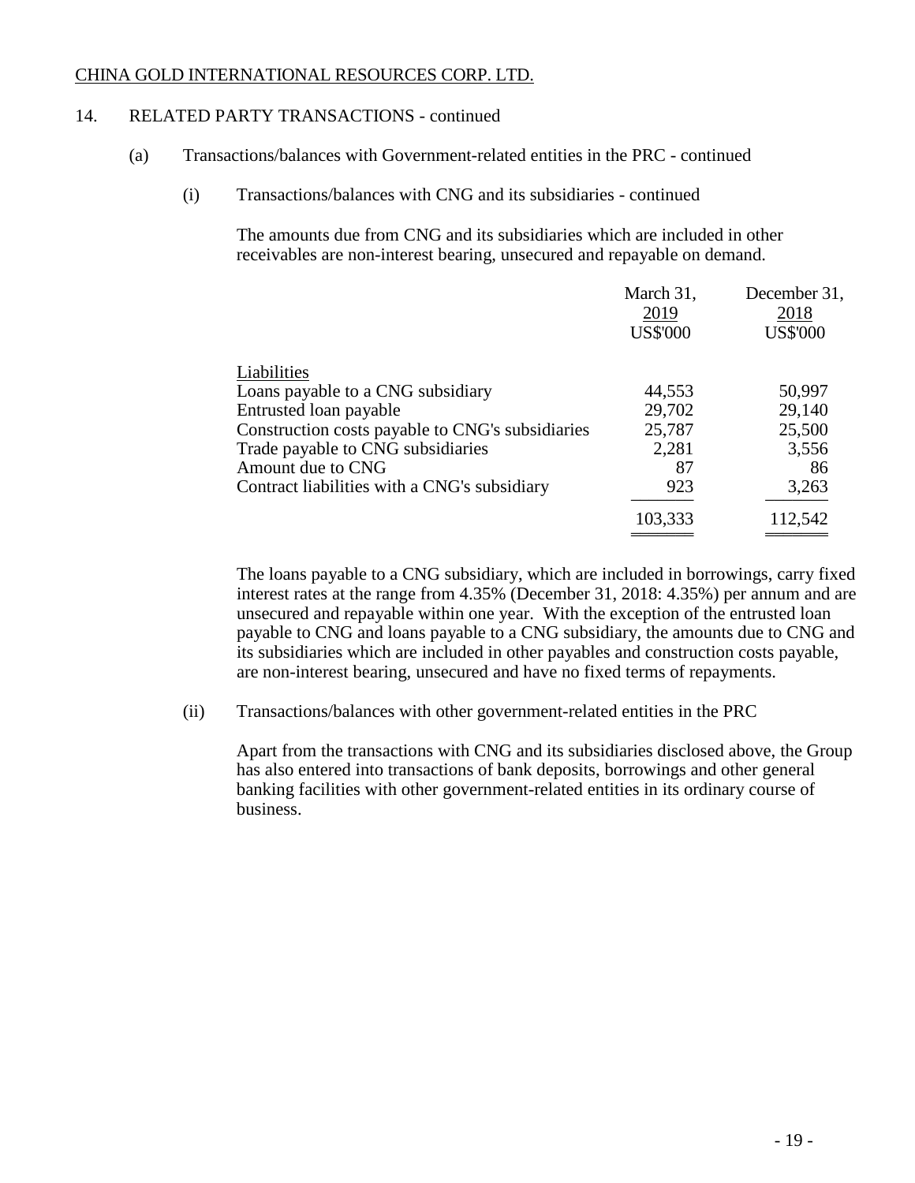CHINA GOLD INTERNATIONAL RESOURCES CORP. LTD.

14. RELATED PARTY TRANSACTIONS - continued

(a) Transactions/balances with Government-related entities in the PRC - continued

(i) Transactions/balances with CNG and its subsidiaries - continued

The amounts due from CNG and its subsidiaries which are included in other receivables are non-interest bearing, unsecured and repayable on demand.

| | March 31, 2019 US$'000 | December 31, 2018 US$'000 |
|---|---|---|
| Liabilities | | |
| Loans payable to a CNG subsidiary | 44,553 | 50,997 |
| Entrusted loan payable | 29,702 | 29,140 |
| Construction costs payable to CNG's subsidiaries | 25,787 | 25,500 |
| Trade payable to CNG subsidiaries | 2,281 | 3,556 |
| Amount due to CNG | 87 | 86 |
| Contract liabilities with a CNG's subsidiary | 923 | 3,263 |
| | 103,333 | 112,542 |

The loans payable to a CNG subsidiary, which are included in borrowings, carry fixed interest rates at the range from 4.35% (December 31, 2018: 4.35%) per annum and are unsecured and repayable within one year. With the exception of the entrusted loan payable to CNG and loans payable to a CNG subsidiary, the amounts due to CNG and its subsidiaries which are included in other payables and construction costs payable, are non-interest bearing, unsecured and have no fixed terms of repayments.

(ii) Transactions/balances with other government-related entities in the PRC

Apart from the transactions with CNG and its subsidiaries disclosed above, the Group has also entered into transactions of bank deposits, borrowings and other general banking facilities with other government-related entities in its ordinary course of business.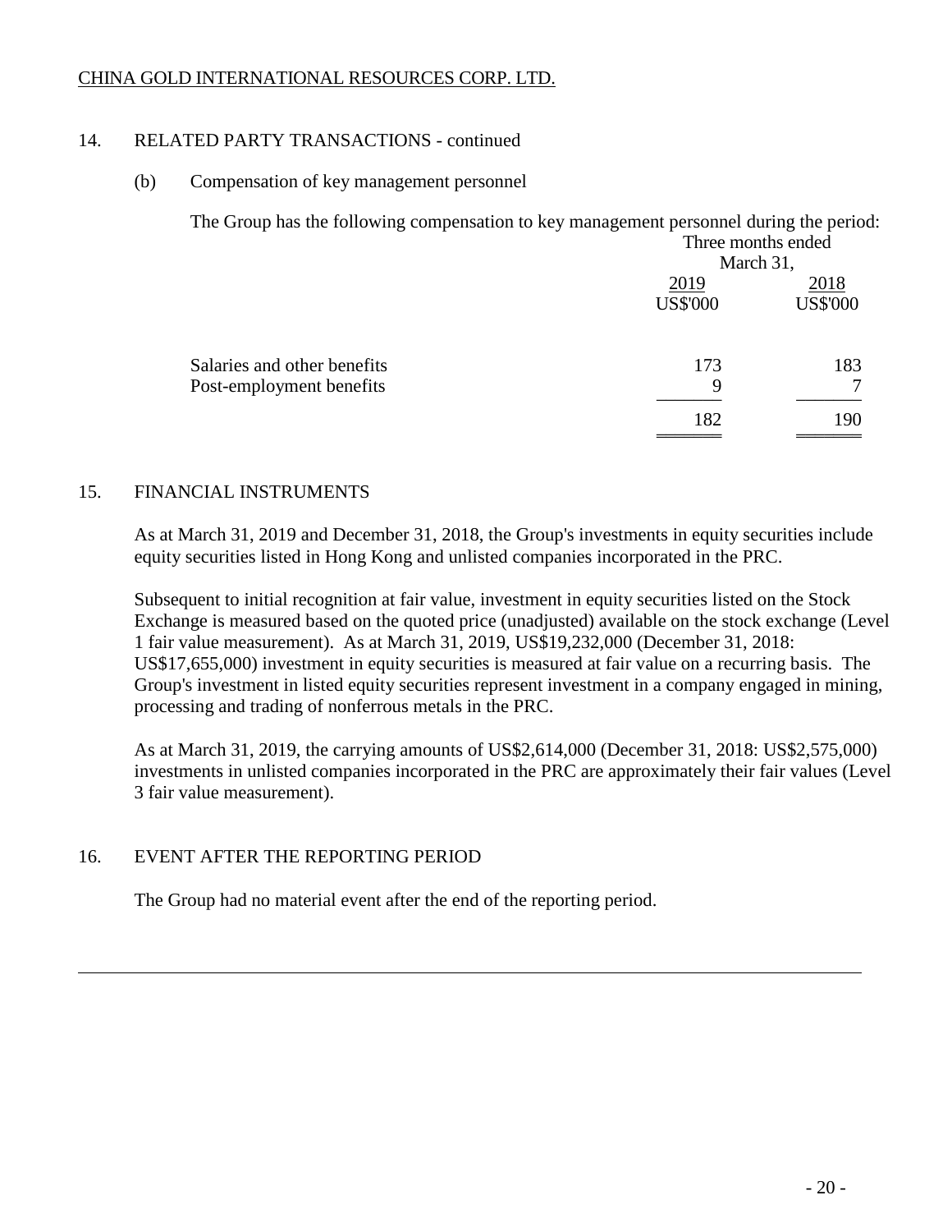CHINA GOLD INTERNATIONAL RESOURCES CORP. LTD.

## 14. RELATED PARTY TRANSACTIONS - continued

### (b) Compensation of key management personnel

The Group has the following compensation to key management personnel during the period:

| | Three months ended March 31, | |
|---|---|---|
| | 2019 | 2018 |
| | US$'000 | US$'000 |
| Salaries and other benefits | 173 | 183 |
| Post-employment benefits | 9 | 7 |
| | 182 | 190 |

## 15. FINANCIAL INSTRUMENTS

As at March 31, 2019 and December 31, 2018, the Group's investments in equity securities include equity securities listed in Hong Kong and unlisted companies incorporated in the PRC.

Subsequent to initial recognition at fair value, investment in equity securities listed on the Stock Exchange is measured based on the quoted price (unadjusted) available on the stock exchange (Level 1 fair value measurement). As at March 31, 2019, US$19,232,000 (December 31, 2018: US$17,655,000) investment in equity securities is measured at fair value on a recurring basis. The Group's investment in listed equity securities represent investment in a company engaged in mining, processing and trading of nonferrous metals in the PRC.

As at March 31, 2019, the carrying amounts of US$2,614,000 (December 31, 2018: US$2,575,000) investments in unlisted companies incorporated in the PRC are approximately their fair values (Level 3 fair value measurement).

## 16. EVENT AFTER THE REPORTING PERIOD

The Group had no material event after the end of the reporting period.